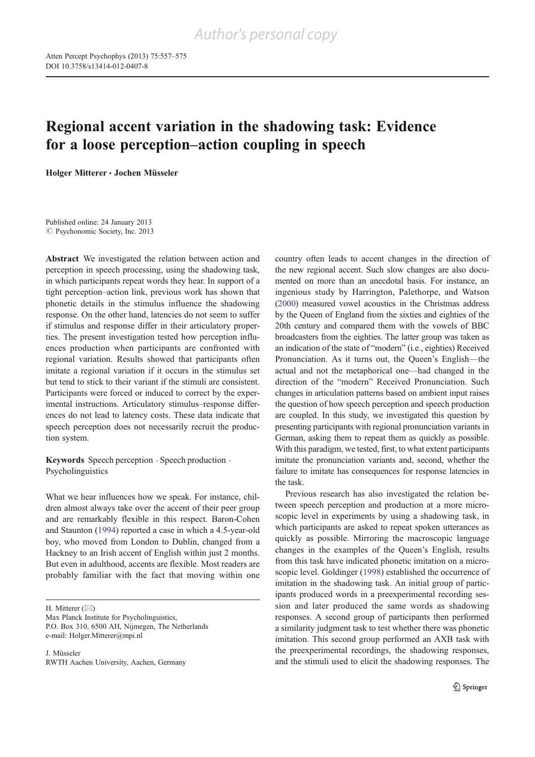# Regional accent variation in the shadowing task: Evidence for a loose perception–action coupling in speech

**Holger Mitterer · Jochen Müsseler**

Published online: 24 January 2013
© Psychonomic Society, Inc. 2013

**Abstract** We investigated the relation between action and perception in speech processing, using the shadowing task, in which participants repeat words they hear. In support of a tight perception–action link, previous work has shown that phonetic details in the stimulus influence the shadowing response. On the other hand, latencies do not seem to suffer if stimulus and response differ in their articulatory properties. The present investigation tested how perception influences production when participants are confronted with regional variation. Results showed that participants often imitate a regional variation if it occurs in the stimulus set but tend to stick to their variant if the stimuli are consistent. Participants were forced or induced to correct by the experimental instructions. Articulatory stimulus–response differences do not lead to latency costs. These data indicate that speech perception does not necessarily recruit the production system.

**Keywords** Speech perception · Speech production · Psycholinguistics

What we hear influences how we speak. For instance, children almost always take over the accent of their peer group and are remarkably flexible in this respect. Baron-Cohen and Staunton (1994) reported a case in which a 4.5-year-old boy, who moved from London to Dublin, changed from a Hackney to an Irish accent of English within just 2 months. But even in adulthood, accents are flexible. Most readers are probably familiar with the fact that moving within one country often leads to accent changes in the direction of the new regional accent. Such slow changes are also documented on more than an anecdotal basis. For instance, an ingenious study by Harrington, Palethorpe, and Watson (2000) measured vowel acoustics in the Christmas address by the Queen of England from the sixties and eighties of the 20th century and compared them with the vowels of BBC broadcasters from the eighties. The latter group was taken as an indication of the state of "modern" (i.e., eighties) Received Pronunciation. As it turns out, the Queen's English—the actual and not the metaphorical one—had changed in the direction of the "modern" Received Pronunciation. Such changes in articulation patterns based on ambient input raises the question of how speech perception and speech production are coupled. In this study, we investigated this question by presenting participants with regional pronunciation variants in German, asking them to repeat them as quickly as possible. With this paradigm, we tested, first, to what extent participants imitate the pronunciation variants and, second, whether the failure to imitate has consequences for response latencies in the task.

Previous research has also investigated the relation between speech perception and production at a more microscopic level in experiments by using a shadowing task, in which participants are asked to repeat spoken utterances as quickly as possible. Mirroring the macroscopic language changes in the examples of the Queen's English, results from this task have indicated phonetic imitation on a microscopic level. Goldinger (1998) established the occurrence of imitation in the shadowing task. An initial group of participants produced words in a preexperimental recording session and later produced the same words as shadowing responses. A second group of participants then performed a similarity judgment task to test whether there was phonetic imitation. This second group performed an AXB task with the preexperimental recordings, the shadowing responses, and the stimuli used to elicit the shadowing responses. The

H. Mitterer (✉)
Max Planck Institute for Psycholinguistics,
P.O. Box 310, 6500 AH, Nijmegen, The Netherlands
e-mail: Holger.Mitterer@mpi.nl

J. Müsseler
RWTH Aachen University, Aachen, Germany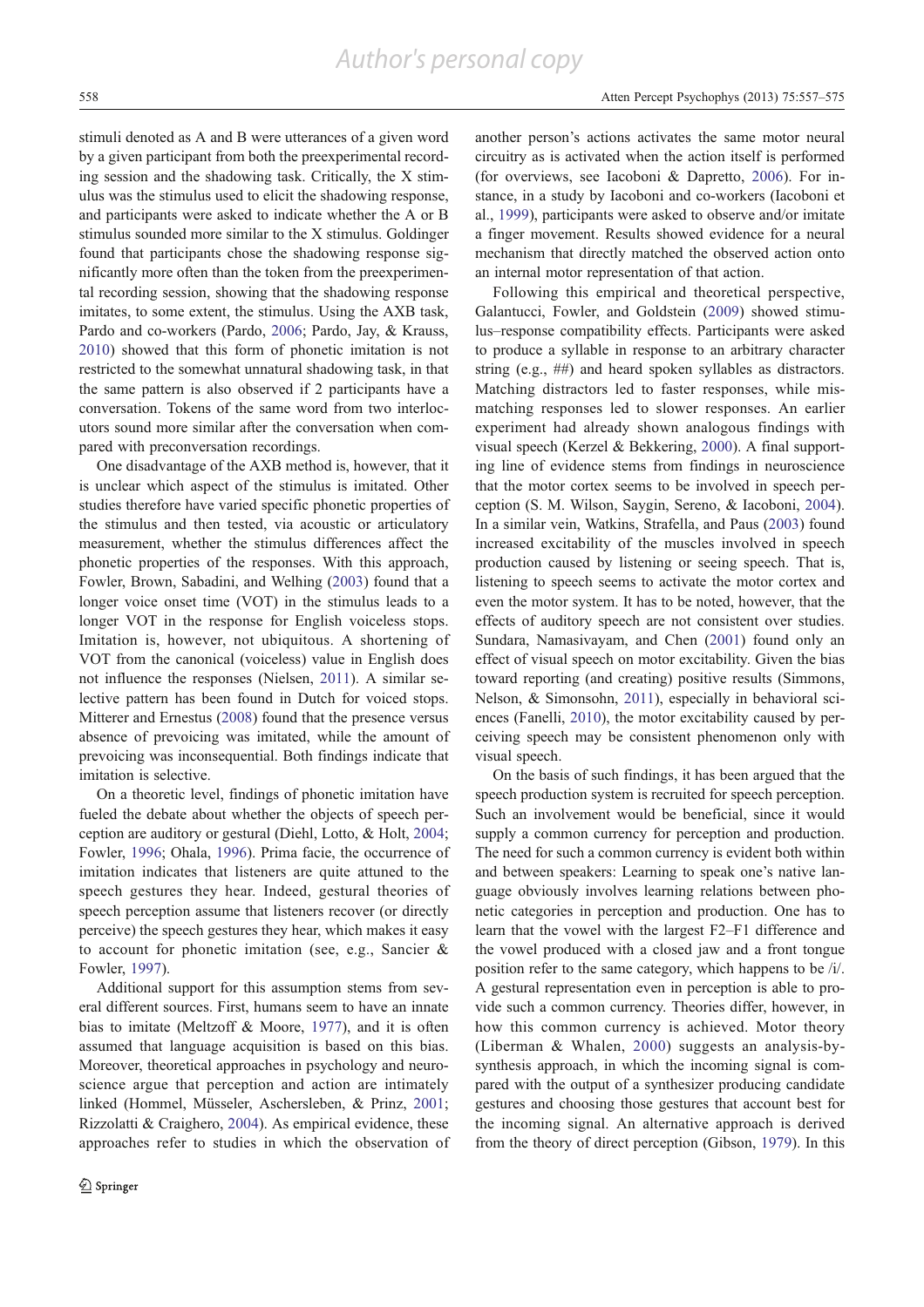stimuli denoted as A and B were utterances of a given word by a given participant from both the preexperimental recording session and the shadowing task. Critically, the X stimulus was the stimulus used to elicit the shadowing response, and participants were asked to indicate whether the A or B stimulus sounded more similar to the X stimulus. Goldinger found that participants chose the shadowing response significantly more often than the token from the preexperimental recording session, showing that the shadowing response imitates, to some extent, the stimulus. Using the AXB task, Pardo and co-workers (Pardo, 2006; Pardo, Jay, & Krauss, 2010) showed that this form of phonetic imitation is not restricted to the somewhat unnatural shadowing task, in that the same pattern is also observed if 2 participants have a conversation. Tokens of the same word from two interlocutors sound more similar after the conversation when compared with preconversation recordings.

One disadvantage of the AXB method is, however, that it is unclear which aspect of the stimulus is imitated. Other studies therefore have varied specific phonetic properties of the stimulus and then tested, via acoustic or articulatory measurement, whether the stimulus differences affect the phonetic properties of the responses. With this approach, Fowler, Brown, Sabadini, and Welhing (2003) found that a longer voice onset time (VOT) in the stimulus leads to a longer VOT in the response for English voiceless stops. Imitation is, however, not ubiquitous. A shortening of VOT from the canonical (voiceless) value in English does not influence the responses (Nielsen, 2011). A similar selective pattern has been found in Dutch for voiced stops. Mitterer and Ernestus (2008) found that the presence versus absence of prevoicing was imitated, while the amount of prevoicing was inconsequential. Both findings indicate that imitation is selective.

On a theoretic level, findings of phonetic imitation have fueled the debate about whether the objects of speech perception are auditory or gestural (Diehl, Lotto, & Holt, 2004; Fowler, 1996; Ohala, 1996). Prima facie, the occurrence of imitation indicates that listeners are quite attuned to the speech gestures they hear. Indeed, gestural theories of speech perception assume that listeners recover (or directly perceive) the speech gestures they hear, which makes it easy to account for phonetic imitation (see, e.g., Sancier & Fowler, 1997).

Additional support for this assumption stems from several different sources. First, humans seem to have an innate bias to imitate (Meltzoff & Moore, 1977), and it is often assumed that language acquisition is based on this bias. Moreover, theoretical approaches in psychology and neuroscience argue that perception and action are intimately linked (Hommel, Müsseler, Aschersleben, & Prinz, 2001; Rizzolatti & Craighero, 2004). As empirical evidence, these approaches refer to studies in which the observation of another person's actions activates the same motor neural circuitry as is activated when the action itself is performed (for overviews, see Iacoboni & Dapretto, 2006). For instance, in a study by Iacoboni and co-workers (Iacoboni et al., 1999), participants were asked to observe and/or imitate a finger movement. Results showed evidence for a neural mechanism that directly matched the observed action onto an internal motor representation of that action.

Following this empirical and theoretical perspective, Galantucci, Fowler, and Goldstein (2009) showed stimulus–response compatibility effects. Participants were asked to produce a syllable in response to an arbitrary character string (e.g., ##) and heard spoken syllables as distractors. Matching distractors led to faster responses, while mismatching responses led to slower responses. An earlier experiment had already shown analogous findings with visual speech (Kerzel & Bekkering, 2000). A final supporting line of evidence stems from findings in neuroscience that the motor cortex seems to be involved in speech perception (S. M. Wilson, Saygin, Sereno, & Iacoboni, 2004). In a similar vein, Watkins, Strafella, and Paus (2003) found increased excitability of the muscles involved in speech production caused by listening or seeing speech. That is, listening to speech seems to activate the motor cortex and even the motor system. It has to be noted, however, that the effects of auditory speech are not consistent over studies. Sundara, Namasivayam, and Chen (2001) found only an effect of visual speech on motor excitability. Given the bias toward reporting (and creating) positive results (Simmons, Nelson, & Simonsohn, 2011), especially in behavioral sciences (Fanelli, 2010), the motor excitability caused by perceiving speech may be consistent phenomenon only with visual speech.

On the basis of such findings, it has been argued that the speech production system is recruited for speech perception. Such an involvement would be beneficial, since it would supply a common currency for perception and production. The need for such a common currency is evident both within and between speakers: Learning to speak one's native language obviously involves learning relations between phonetic categories in perception and production. One has to learn that the vowel with the largest F2–F1 difference and the vowel produced with a closed jaw and a front tongue position refer to the same category, which happens to be /i/. A gestural representation even in perception is able to provide such a common currency. Theories differ, however, in how this common currency is achieved. Motor theory (Liberman & Whalen, 2000) suggests an analysis-by-synthesis approach, in which the incoming signal is compared with the output of a synthesizer producing candidate gestures and choosing those gestures that account best for the incoming signal. An alternative approach is derived from the theory of direct perception (Gibson, 1979). In this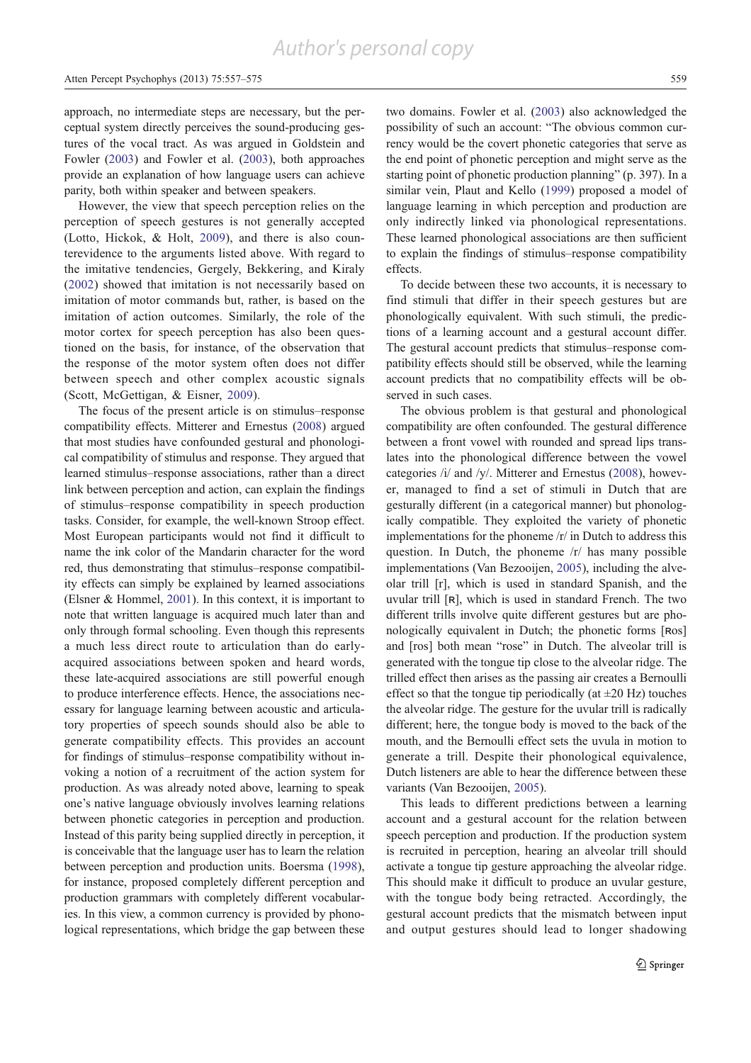approach, no intermediate steps are necessary, but the perceptual system directly perceives the sound-producing gestures of the vocal tract. As was argued in Goldstein and Fowler (2003) and Fowler et al. (2003), both approaches provide an explanation of how language users can achieve parity, both within speaker and between speakers.

However, the view that speech perception relies on the perception of speech gestures is not generally accepted (Lotto, Hickok, & Holt, 2009), and there is also counterevidence to the arguments listed above. With regard to the imitative tendencies, Gergely, Bekkering, and Kiraly (2002) showed that imitation is not necessarily based on imitation of motor commands but, rather, is based on the imitation of action outcomes. Similarly, the role of the motor cortex for speech perception has also been questioned on the basis, for instance, of the observation that the response of the motor system often does not differ between speech and other complex acoustic signals (Scott, McGettigan, & Eisner, 2009).

The focus of the present article is on stimulus–response compatibility effects. Mitterer and Ernestus (2008) argued that most studies have confounded gestural and phonological compatibility of stimulus and response. They argued that learned stimulus–response associations, rather than a direct link between perception and action, can explain the findings of stimulus–response compatibility in speech production tasks. Consider, for example, the well-known Stroop effect. Most European participants would not find it difficult to name the ink color of the Mandarin character for the word red, thus demonstrating that stimulus–response compatibility effects can simply be explained by learned associations (Elsner & Hommel, 2001). In this context, it is important to note that written language is acquired much later than and only through formal schooling. Even though this represents a much less direct route to articulation than do early-acquired associations between spoken and heard words, these late-acquired associations are still powerful enough to produce interference effects. Hence, the associations necessary for language learning between acoustic and articulatory properties of speech sounds should also be able to generate compatibility effects. This provides an account for findings of stimulus–response compatibility without invoking a notion of a recruitment of the action system for production. As was already noted above, learning to speak one's native language obviously involves learning relations between phonetic categories in perception and production. Instead of this parity being supplied directly in perception, it is conceivable that the language user has to learn the relation between perception and production units. Boersma (1998), for instance, proposed completely different perception and production grammars with completely different vocabularies. In this view, a common currency is provided by phonological representations, which bridge the gap between these two domains. Fowler et al. (2003) also acknowledged the possibility of such an account: "The obvious common currency would be the covert phonetic categories that serve as the end point of phonetic perception and might serve as the starting point of phonetic production planning" (p. 397). In a similar vein, Plaut and Kello (1999) proposed a model of language learning in which perception and production are only indirectly linked via phonological representations. These learned phonological associations are then sufficient to explain the findings of stimulus–response compatibility effects.

To decide between these two accounts, it is necessary to find stimuli that differ in their speech gestures but are phonologically equivalent. With such stimuli, the predictions of a learning account and a gestural account differ. The gestural account predicts that stimulus–response compatibility effects should still be observed, while the learning account predicts that no compatibility effects will be observed in such cases.

The obvious problem is that gestural and phonological compatibility are often confounded. The gestural difference between a front vowel with rounded and spread lips translates into the phonological difference between the vowel categories /i/ and /y/. Mitterer and Ernestus (2008), however, managed to find a set of stimuli in Dutch that are gesturally different (in a categorical manner) but phonologically compatible. They exploited the variety of phonetic implementations for the phoneme /r/ in Dutch to address this question. In Dutch, the phoneme /r/ has many possible implementations (Van Bezooijen, 2005), including the alveolar trill [r], which is used in standard Spanish, and the uvular trill [ʀ], which is used in standard French. The two different trills involve quite different gestures but are phonologically equivalent in Dutch; the phonetic forms [ʀos] and [ros] both mean "rose" in Dutch. The alveolar trill is generated with the tongue tip close to the alveolar ridge. The trilled effect then arises as the passing air creates a Bernoulli effect so that the tongue tip periodically (at ±20 Hz) touches the alveolar ridge. The gesture for the uvular trill is radically different; here, the tongue body is moved to the back of the mouth, and the Bernoulli effect sets the uvula in motion to generate a trill. Despite their phonological equivalence, Dutch listeners are able to hear the difference between these variants (Van Bezooijen, 2005).

This leads to different predictions between a learning account and a gestural account for the relation between speech perception and production. If the production system is recruited in perception, hearing an alveolar trill should activate a tongue tip gesture approaching the alveolar ridge. This should make it difficult to produce an uvular gesture, with the tongue body being retracted. Accordingly, the gestural account predicts that the mismatch between input and output gestures should lead to longer shadowing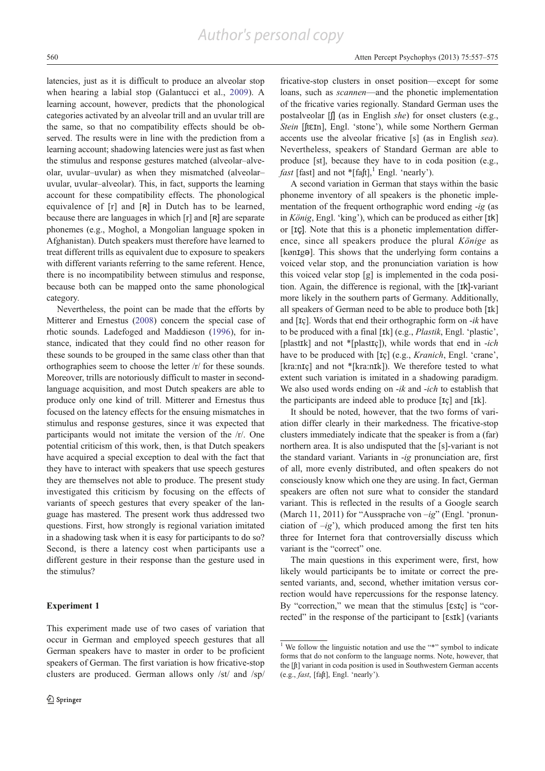latencies, just as it is difficult to produce an alveolar stop when hearing a labial stop (Galantucci et al., 2009). A learning account, however, predicts that the phonological categories activated by an alveolar trill and an uvular trill are the same, so that no compatibility effects should be observed. The results were in line with the prediction from a learning account; shadowing latencies were just as fast when the stimulus and response gestures matched (alveolar–alveolar, uvular–uvular) as when they mismatched (alveolar–uvular, uvular–alveolar). This, in fact, supports the learning account for these compatibility effects. The phonological equivalence of [r] and [ʀ] in Dutch has to be learned, because there are languages in which [r] and [ʀ] are separate phonemes (e.g., Moghol, a Mongolian language spoken in Afghanistan). Dutch speakers must therefore have learned to treat different trills as equivalent due to exposure to speakers with different variants referring to the same referent. Hence, there is no incompatibility between stimulus and response, because both can be mapped onto the same phonological category.

Nevertheless, the point can be made that the efforts by Mitterer and Ernestus (2008) concern the special case of rhotic sounds. Ladefoged and Maddieson (1996), for instance, indicated that they could find no other reason for these sounds to be grouped in the same class other than that orthographies seem to choose the letter /r/ for these sounds. Moreover, trills are notoriously difficult to master in second-language acquisition, and most Dutch speakers are able to produce only one kind of trill. Mitterer and Ernestus thus focused on the latency effects for the ensuing mismatches in stimulus and response gestures, since it was expected that participants would not imitate the version of the /r/. One potential criticism of this work, then, is that Dutch speakers have acquired a special exception to deal with the fact that they have to interact with speakers that use speech gestures they are themselves not able to produce. The present study investigated this criticism by focusing on the effects of variants of speech gestures that every speaker of the language has mastered. The present work thus addressed two questions. First, how strongly is regional variation imitated in a shadowing task when it is easy for participants to do so? Second, is there a latency cost when participants use a different gesture in their response than the gesture used in the stimulus?

## Experiment 1

This experiment made use of two cases of variation that occur in German and employed speech gestures that all German speakers have to master in order to be proficient speakers of German. The first variation is how fricative-stop clusters are produced. German allows only /st/ and /sp/ fricative-stop clusters in onset position—except for some loans, such as *scannen*—and the phonetic implementation of the fricative varies regionally. Standard German uses the postalveolar [ʃ] (as in English *she*) for onset clusters (e.g., *Stein* [ʃtɛɪn], Engl. 'stone'), while some Northern German accents use the alveolar fricative [s] (as in English *sea*). Nevertheless, speakers of Standard German are able to produce [st], because they have to in coda position (e.g., *fast* [fast] and not *[faʃt],[1] Engl. 'nearly').

A second variation in German that stays within the basic phoneme inventory of all speakers is the phonetic implementation of the frequent orthographic word ending *-ig* (as in *König*, Engl. 'king'), which can be produced as either [ɪk] or [ɪç]. Note that this is a phonetic implementation difference, since all speakers produce the plural *Könige* as [kønɪgə]. This shows that the underlying form contains a voiced velar stop, and the pronunciation variation is how this voiced velar stop [g] is implemented in the coda position. Again, the difference is regional, with the [ɪk]-variant more likely in the southern parts of Germany. Additionally, all speakers of German need to be able to produce both [ɪk] and [ɪç]. Words that end their orthographic form on *-ik* have to be produced with a final [ɪk] (e.g., *Plastik*, Engl. 'plastic', [plastɪk] and not *[plastɪç]), while words that end in *-ich* have to be produced with [ɪç] (e.g., *Kranich*, Engl. 'crane', [kra:nɪç] and not *[kra:nɪk]). We therefore tested to what extent such variation is imitated in a shadowing paradigm. We also used words ending on *-ik* and *-ich* to establish that the participants are indeed able to produce [ɪç] and [ɪk].

It should be noted, however, that the two forms of variation differ clearly in their markedness. The fricative-stop clusters immediately indicate that the speaker is from a (far) northern area. It is also undisputed that the [s]-variant is not the standard variant. Variants in *-ig* pronunciation are, first of all, more evenly distributed, and often speakers do not consciously know which one they are using. In fact, German speakers are often not sure what to consider the standard variant. This is reflected in the results of a Google search (March 11, 2011) for "Aussprache von *–ig*" (Engl. 'pronunciation of *–ig*'), which produced among the first ten hits three for Internet fora that controversially discuss which variant is the "correct" one.

The main questions in this experiment were, first, how likely would participants be to imitate or correct the presented variants, and, second, whether imitation versus correction would have repercussions for the response latency. By "correction," we mean that the stimulus [ɛsɪç] is "corrected" in the response of the participant to [ɛsɪk] (variants

[1] We follow the linguistic notation and use the "*" symbol to indicate forms that do not conform to the language norms. Note, however, that the [ʃt] variant in coda position is used in Southwestern German accents (e.g., *fast*, [faʃt], Engl. 'nearly').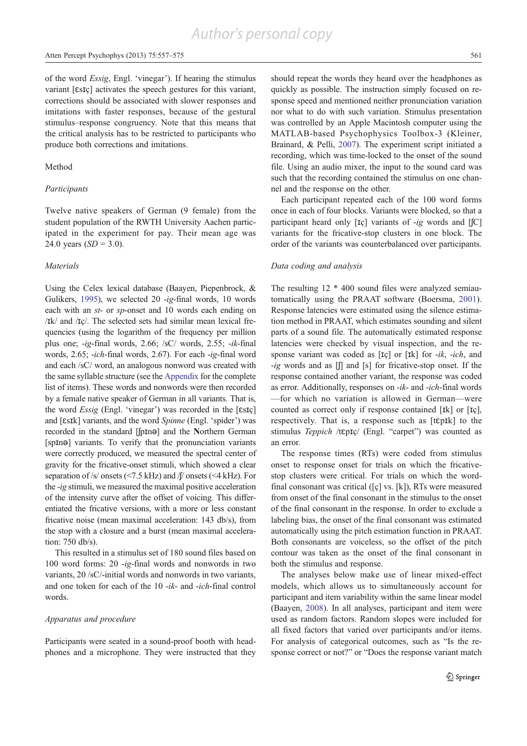of the word *Essig*, Engl. 'vinegar'). If hearing the stimulus variant [ɛsɪç] activates the speech gestures for this variant, corrections should be associated with slower responses and imitations with faster responses, because of the gestural stimulus–response congruency. Note that this means that the critical analysis has to be restricted to participants who produce both corrections and imitations.

## Method

### Participants

Twelve native speakers of German (9 female) from the student population of the RWTH University Aachen participated in the experiment for pay. Their mean age was 24.0 years (*SD* = 3.0).

### Materials

Using the Celex lexical database (Baayen, Piepenbrock, & Gulikers, 1995), we selected 20 *-ig*-final words, 10 words each with an *st-* or *sp*-onset and 10 words each ending on /ɪk/ and /ɪç/. The selected sets had similar mean lexical frequencies (using the logarithm of the frequency per million plus one; *-ig*-final words, 2.66; /sC/ words, 2.55; *-ik*-final words, 2.65; *-ich*-final words, 2.67). For each *-ig*-final word and each /sC/ word, an analogous nonword was created with the same syllable structure (see the Appendix for the complete list of items). These words and nonwords were then recorded by a female native speaker of German in all variants. That is, the word *Essig* (Engl. 'vinegar') was recorded in the [ɛsɪç] and [ɛsɪk] variants, and the word *Spinne* (Engl. 'spider') was recorded in the standard [ʃpɪnə] and the Northern German [spɪnə] variants. To verify that the pronunciation variants were correctly produced, we measured the spectral center of gravity for the fricative-onset stimuli, which showed a clear separation of /s/ onsets (<7.5 kHz) and /ʃ/ onsets (<4 kHz). For the *-ig* stimuli, we measured the maximal positive acceleration of the intensity curve after the offset of voicing. This differentiated the fricative versions, with a more or less constant fricative noise (mean maximal acceleration: 143 db/s), from the stop with a closure and a burst (mean maximal acceleration: 750 db/s).

This resulted in a stimulus set of 180 sound files based on 100 word forms: 20 *-ig*-final words and nonwords in two variants, 20 /sC/-initial words and nonwords in two variants, and one token for each of the 10 *-ik-* and *-ich*-final control words.

### Apparatus and procedure

Participants were seated in a sound-proof booth with headphones and a microphone. They were instructed that they should repeat the words they heard over the headphones as quickly as possible. The instruction simply focused on response speed and mentioned neither pronunciation variation nor what to do with such variation. Stimulus presentation was controlled by an Apple Macintosh computer using the MATLAB-based Psychophysics Toolbox-3 (Kleiner, Brainard, & Pelli, 2007). The experiment script initiated a recording, which was time-locked to the onset of the sound file. Using an audio mixer, the input to the sound card was such that the recording contained the stimulus on one channel and the response on the other.

Each participant repeated each of the 100 word forms once in each of four blocks. Variants were blocked, so that a participant heard only [ɪç] variants of *-ig* words and [ʃC] variants for the fricative-stop clusters in one block. The order of the variants was counterbalanced over participants.

### Data coding and analysis

The resulting 12 * 400 sound files were analyzed semiautomatically using the PRAAT software (Boersma, 2001). Response latencies were estimated using the silence estimation method in PRAAT, which estimates sounding and silent parts of a sound file. The automatically estimated response latencies were checked by visual inspection, and the response variant was coded as [ɪç] or [ɪk] for *-ik*, *-ich*, and *-ig* words and as [ʃ] and [s] for fricative-stop onset. If the response contained another variant, the response was coded as error. Additionally, responses on *-ik-* and *-ich*-final words —for which no variation is allowed in German—were counted as correct only if response contained [ɪk] or [ɪç], respectively. That is, a response such as [tɛpɪk] to the stimulus *Teppich* /tɛpɪç/ (Engl. "carpet") was counted as an error.

The response times (RTs) were coded from stimulus onset to response onset for trials on which the fricative-stop clusters were critical. For trials on which the word-final consonant was critical ([ç] vs. [k]), RTs were measured from onset of the final consonant in the stimulus to the onset of the final consonant in the response. In order to exclude a labeling bias, the onset of the final consonant was estimated automatically using the pitch estimation function in PRAAT. Both consonants are voiceless, so the offset of the pitch contour was taken as the onset of the final consonant in both the stimulus and response.

The analyses below make use of linear mixed-effect models, which allows us to simultaneously account for participant and item variability within the same linear model (Baayen, 2008). In all analyses, participant and item were used as random factors. Random slopes were included for all fixed factors that varied over participants and/or items. For analysis of categorical outcomes, such as "Is the response correct or not?" or "Does the response variant match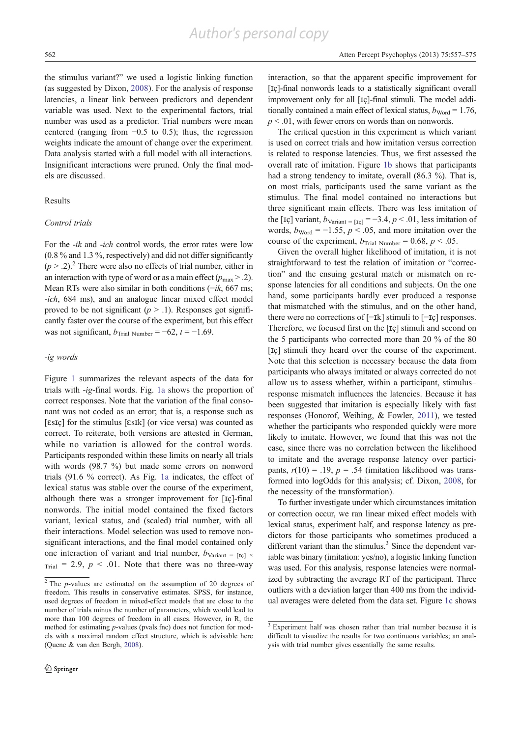the stimulus variant?" we used a logistic linking function (as suggested by Dixon, 2008). For the analysis of response latencies, a linear link between predictors and dependent variable was used. Next to the experimental factors, trial number was used as a predictor. Trial numbers were mean centered (ranging from −0.5 to 0.5); thus, the regression weights indicate the amount of change over the experiment. Data analysis started with a full model with all interactions. Insignificant interactions were pruned. Only the final models are discussed.

## Results

### *Control trials*

For the *-ik* and *-ich* control words, the error rates were low (0.8 % and 1.3 %, respectively) and did not differ significantly ($p > .2$).[2] There were also no effects of trial number, either in an interaction with type of word or as a main effect ($p_{max} > .2$). Mean RTs were also similar in both conditions (*−ik*, 667 ms; *-ich*, 684 ms), and an analogue linear mixed effect model proved to be not significant ($p > .1$). Responses got significantly faster over the course of the experiment, but this effect was not significant, $b_{\text{Trial Number}} = -62$, $t = -1.69$.

### *-ig words*

Figure 1 summarizes the relevant aspects of the data for trials with *-ig*-final words. Fig. 1a shows the proportion of correct responses. Note that the variation of the final consonant was not coded as an error; that is, a response such as [ɛsɪç] for the stimulus [ɛsɪk] (or vice versa) was counted as correct. To reiterate, both versions are attested in German, while no variation is allowed for the control words. Participants responded within these limits on nearly all trials with words (98.7 %) but made some errors on nonword trials (91.6 % correct). As Fig. 1a indicates, the effect of lexical status was stable over the course of the experiment, although there was a stronger improvement for [ɪç]-final nonwords. The initial model contained the fixed factors variant, lexical status, and (scaled) trial number, with all their interactions. Model selection was used to remove nonsignificant interactions, and the final model contained only one interaction of variant and trial number, $b_{\text{Variant = [ɪç]} \times \text{Trial}} = 2.9$, $p < .01$. Note that there was no three-way interaction, so that the apparent specific improvement for [ɪç]-final nonwords leads to a statistically significant overall improvement only for all [ɪç]-final stimuli. The model additionally contained a main effect of lexical status, $b_{\text{Word}} = 1.76$, $p < .01$, with fewer errors on words than on nonwords.

The critical question in this experiment is which variant is used on correct trials and how imitation versus correction is related to response latencies. Thus, we first assessed the overall rate of imitation. Figure 1b shows that participants had a strong tendency to imitate, overall (86.3 %). That is, on most trials, participants used the same variant as the stimulus. The final model contained no interactions but three significant main effects. There was less imitation of the [ɪç] variant, $b_{\text{Variant = [ɪç]}} = -3.4$, $p < .01$, less imitation of words, $b_{\text{Word}} = -1.55$, $p < .05$, and more imitation over the course of the experiment, $b_{\text{Trial Number}} = 0.68$, $p < .05$.

Given the overall higher likelihood of imitation, it is not straightforward to test the relation of imitation or "correction" and the ensuing gestural match or mismatch on response latencies for all conditions and subjects. On the one hand, some participants hardly ever produced a response that mismatched with the stimulus, and on the other hand, there were no corrections of [−ɪk] stimuli to [−ɪç] responses. Therefore, we focused first on the [ɪç] stimuli and second on the 5 participants who corrected more than 20 % of the 80 [ɪç] stimuli they heard over the course of the experiment. Note that this selection is necessary because the data from participants who always imitated or always corrected do not allow us to assess whether, within a participant, stimulus–response mismatch influences the latencies. Because it has been suggested that imitation is especially likely with fast responses (Honorof, Weihing, & Fowler, 2011), we tested whether the participants who responded quickly were more likely to imitate. However, we found that this was not the case, since there was no correlation between the likelihood to imitate and the average response latency over participants, $r(10) = .19$, $p = .54$ (imitation likelihood was transformed into logOdds for this analysis; cf. Dixon, 2008, for the necessity of the transformation).

To further investigate under which circumstances imitation or correction occur, we ran linear mixed effect models with lexical status, experiment half, and response latency as predictors for those participants who sometimes produced a different variant than the stimulus.[3] Since the dependent variable was binary (imitation: yes/no), a logistic linking function was used. For this analysis, response latencies were normalized by subtracting the average RT of the participant. Three outliers with a deviation larger than 400 ms from the individual averages were deleted from the data set. Figure 1c shows

---

[2] The *p*-values are estimated on the assumption of 20 degrees of freedom. This results in conservative estimates. SPSS, for instance, used degrees of freedom in mixed-effect models that are close to the number of trials minus the number of parameters, which would lead to more than 100 degrees of freedom in all cases. However, in R, the method for estimating *p*-values (pvals.fnc) does not function for models with a maximal random effect structure, which is advisable here (Quene & van den Bergh, 2008).

[3] Experiment half was chosen rather than trial number because it is difficult to visualize the results for two continuous variables; an analysis with trial number gives essentially the same results.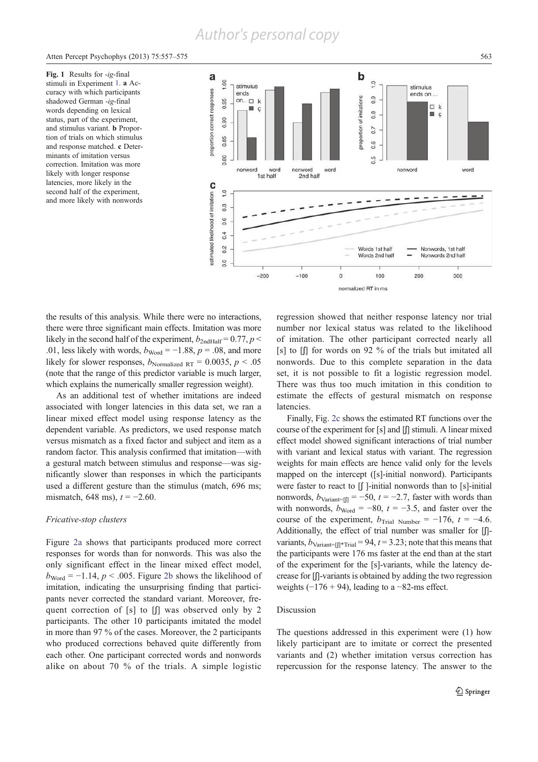Fig. 1 Results for *-ig*-final stimuli in Experiment 1. **a** Accuracy with which participants shadowed German *-ig*-final words depending on lexical status, part of the experiment, and stimulus variant. **b** Proportion of trials on which stimulus and response matched. **c** Determinants of imitation versus correction. Imitation was more likely with longer response latencies, more likely in the second half of the experiment, and more likely with nonwords

the results of this analysis. While there were no interactions, there were three significant main effects. Imitation was more likely in the second half of the experiment, $b_{2ndHalf} = 0.77$, $p < .01$, less likely with words, $b_{Word} = -1.88$, $p = .08$, and more likely for slower responses, $b_{Normalized\ RT} = 0.0035$, $p < .05$ (note that the range of this predictor variable is much larger, which explains the numerically smaller regression weight).

As an additional test of whether imitations are indeed associated with longer latencies in this data set, we ran a linear mixed effect model using response latency as the dependent variable. As predictors, we used response match versus mismatch as a fixed factor and subject and item as a random factor. This analysis confirmed that imitation—with a gestural match between stimulus and response—was significantly slower than responses in which the participants used a different gesture than the stimulus (match, 696 ms; mismatch, 648 ms), $t = -2.60$.

*Fricative-stop clusters*

Figure 2a shows that participants produced more correct responses for words than for nonwords. This was also the only significant effect in the linear mixed effect model, $b_{Word} = -1.14$, $p < .005$. Figure 2b shows the likelihood of imitation, indicating the unsurprising finding that participants never corrected the standard variant. Moreover, frequent correction of [s] to [ʃ] was observed only by 2 participants. The other 10 participants imitated the model in more than 97 % of the cases. Moreover, the 2 participants who produced corrections behaved quite differently from each other. One participant corrected words and nonwords alike on about 70 % of the trials. A simple logistic regression showed that neither response latency nor trial number nor lexical status was related to the likelihood of imitation. The other participant corrected nearly all [s] to [ʃ] for words on 92 % of the trials but imitated all nonwords. Due to this complete separation in the data set, it is not possible to fit a logistic regression model. There was thus too much imitation in this condition to estimate the effects of gestural mismatch on response latencies.

Finally, Fig. 2c shows the estimated RT functions over the course of the experiment for [s] and [ʃ] stimuli. A linear mixed effect model showed significant interactions of trial number with variant and lexical status with variant. The regression weights for main effects are hence valid only for the levels mapped on the intercept ([s]-initial nonword). Participants were faster to react to [ʃ]-initial nonwords than to [s]-initial nonwords, $b_{Variant=[ʃ]} = -50$, $t = -2.7$, faster with words than with nonwords, $b_{Word} = -80$, $t = -3.5$, and faster over the course of the experiment, $b_{Trial\ Number} = -176$, $t = -4.6$. Additionally, the effect of trial number was smaller for [ʃ]-variants, $b_{Variant=[ʃ]*Trial} = 94$, $t = 3.23$; note that this means that the participants were 176 ms faster at the end than at the start of the experiment for the [s]-variants, while the latency decrease for [ʃ]-variants is obtained by adding the two regression weights (−176 + 94), leading to a −82-ms effect.

Discussion

The questions addressed in this experiment were (1) how likely participant are to imitate or correct the presented variants and (2) whether imitation versus correction has repercussion for the response latency. The answer to the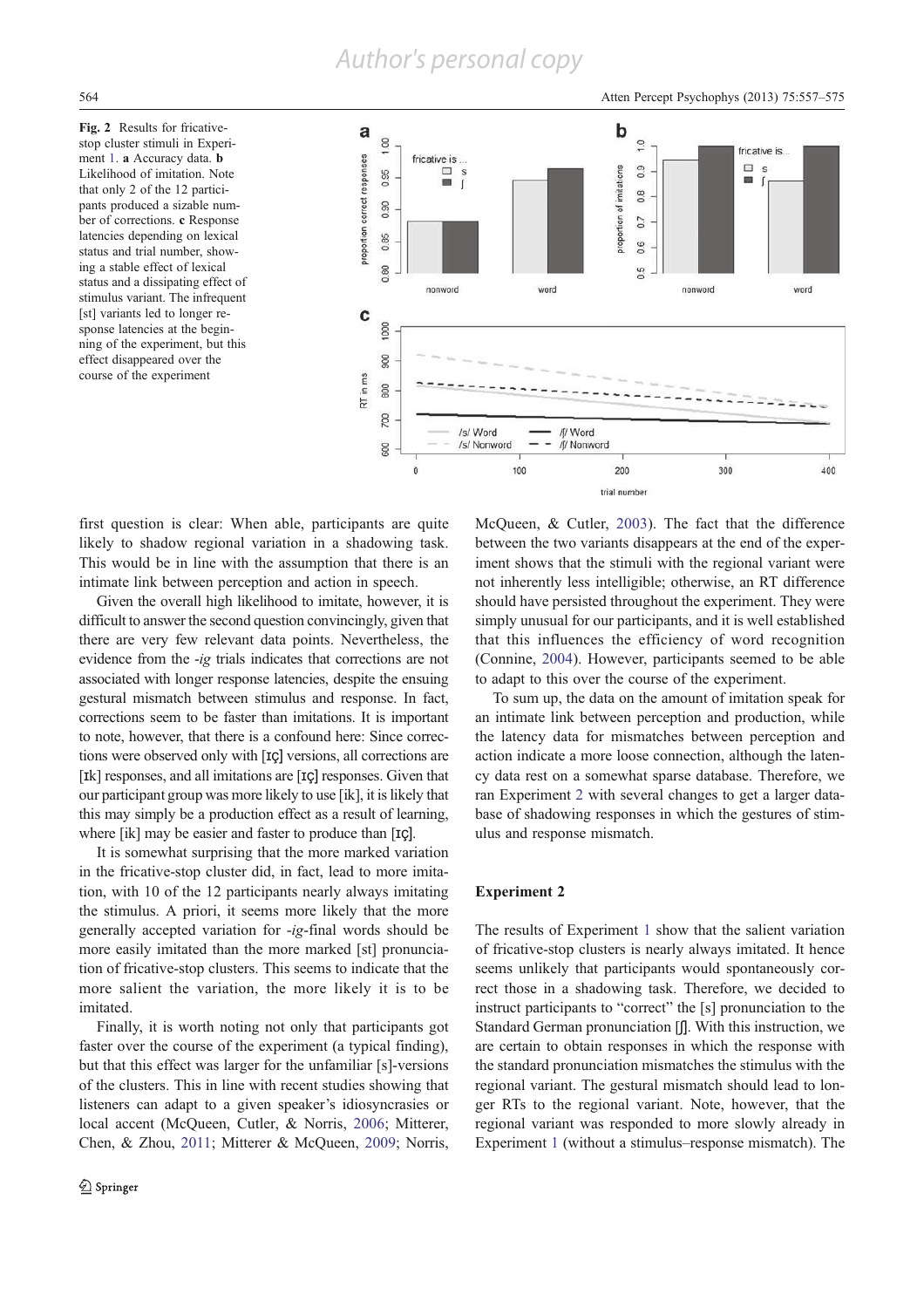Fig. 2 Results for fricative-stop cluster stimuli in Experiment 1. **a** Accuracy data. **b** Likelihood of imitation. Note that only 2 of the 12 participants produced a sizable number of corrections. **c** Response latencies depending on lexical status and trial number, showing a stable effect of lexical status and a dissipating effect of stimulus variant. The infrequent [st] variants led to longer response latencies at the beginning of the experiment, but this effect disappeared over the course of the experiment

first question is clear: When able, participants are quite likely to shadow regional variation in a shadowing task. This would be in line with the assumption that there is an intimate link between perception and action in speech.

Given the overall high likelihood to imitate, however, it is difficult to answer the second question convincingly, given that there are very few relevant data points. Nevertheless, the evidence from the *-ig* trials indicates that corrections are not associated with longer response latencies, despite the ensuing gestural mismatch between stimulus and response. In fact, corrections seem to be faster than imitations. It is important to note, however, that there is a confound here: Since corrections were observed only with [ɪç] versions, all corrections are [ɪk] responses, and all imitations are [ɪç] responses. Given that our participant group was more likely to use [ik], it is likely that this may simply be a production effect as a result of learning, where [ik] may be easier and faster to produce than [ɪç].

It is somewhat surprising that the more marked variation in the fricative-stop cluster did, in fact, lead to more imitation, with 10 of the 12 participants nearly always imitating the stimulus. A priori, it seems more likely that the more generally accepted variation for *-ig*-final words should be more easily imitated than the more marked [st] pronunciation of fricative-stop clusters. This seems to indicate that the more salient the variation, the more likely it is to be imitated.

Finally, it is worth noting not only that participants got faster over the course of the experiment (a typical finding), but that this effect was larger for the unfamiliar [s]-versions of the clusters. This in line with recent studies showing that listeners can adapt to a given speaker's idiosyncrasies or local accent (McQueen, Cutler, & Norris, 2006; Mitterer, Chen, & Zhou, 2011; Mitterer & McQueen, 2009; Norris, McQueen, & Cutler, 2003). The fact that the difference between the two variants disappears at the end of the experiment shows that the stimuli with the regional variant were not inherently less intelligible; otherwise, an RT difference should have persisted throughout the experiment. They were simply unusual for our participants, and it is well established that this influences the efficiency of word recognition (Connine, 2004). However, participants seemed to be able to adapt to this over the course of the experiment.

To sum up, the data on the amount of imitation speak for an intimate link between perception and production, while the latency data for mismatches between perception and action indicate a more loose connection, although the latency data rest on a somewhat sparse database. Therefore, we ran Experiment 2 with several changes to get a larger database of shadowing responses in which the gestures of stimulus and response mismatch.

## Experiment 2

The results of Experiment 1 show that the salient variation of fricative-stop clusters is nearly always imitated. It hence seems unlikely that participants would spontaneously correct those in a shadowing task. Therefore, we decided to instruct participants to "correct" the [s] pronunciation to the Standard German pronunciation [ʃ]. With this instruction, we are certain to obtain responses in which the response with the standard pronunciation mismatches the stimulus with the regional variant. The gestural mismatch should lead to longer RTs to the regional variant. Note, however, that the regional variant was responded to more slowly already in Experiment 1 (without a stimulus–response mismatch). The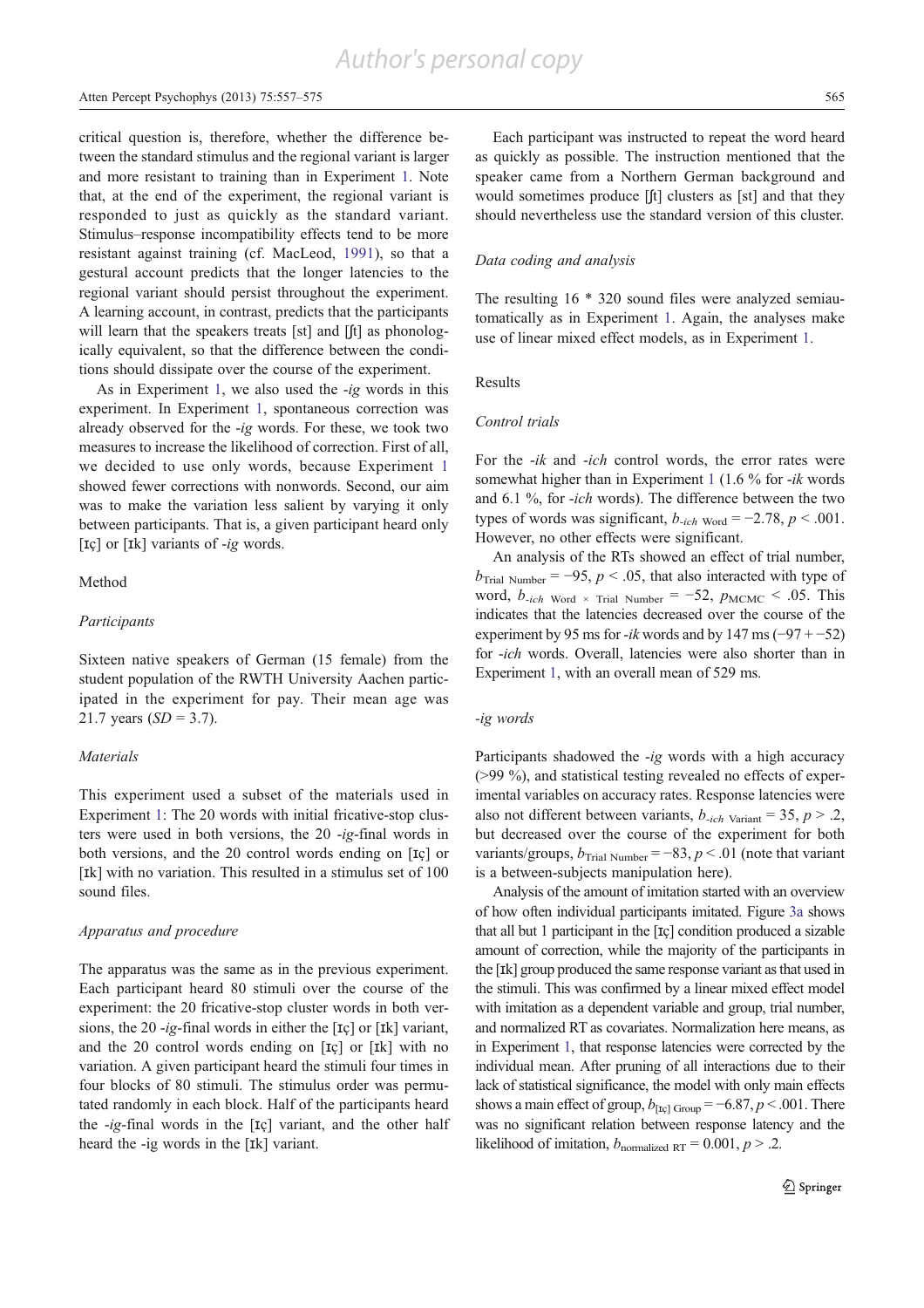critical question is, therefore, whether the difference between the standard stimulus and the regional variant is larger and more resistant to training than in Experiment 1. Note that, at the end of the experiment, the regional variant is responded to just as quickly as the standard variant. Stimulus–response incompatibility effects tend to be more resistant against training (cf. MacLeod, 1991), so that a gestural account predicts that the longer latencies to the regional variant should persist throughout the experiment. A learning account, in contrast, predicts that the participants will learn that the speakers treats [st] and [ʃt] as phonologically equivalent, so that the difference between the conditions should dissipate over the course of the experiment.

As in Experiment 1, we also used the *-ig* words in this experiment. In Experiment 1, spontaneous correction was already observed for the *-ig* words. For these, we took two measures to increase the likelihood of correction. First of all, we decided to use only words, because Experiment 1 showed fewer corrections with nonwords. Second, our aim was to make the variation less salient by varying it only between participants. That is, a given participant heard only [ɪç] or [ɪk] variants of *-ig* words.

## Method

### Participants

Sixteen native speakers of German (15 female) from the student population of the RWTH University Aachen participated in the experiment for pay. Their mean age was 21.7 years ($SD = 3.7$).

### Materials

This experiment used a subset of the materials used in Experiment 1: The 20 words with initial fricative-stop clusters were used in both versions, the 20 *-ig*-final words in both versions, and the 20 control words ending on [ɪç] or [ɪk] with no variation. This resulted in a stimulus set of 100 sound files.

### Apparatus and procedure

The apparatus was the same as in the previous experiment. Each participant heard 80 stimuli over the course of the experiment: the 20 fricative-stop cluster words in both versions, the 20 *-ig*-final words in either the [ɪç] or [ɪk] variant, and the 20 control words ending on [ɪç] or [ɪk] with no variation. A given participant heard the stimuli four times in four blocks of 80 stimuli. The stimulus order was permutated randomly in each block. Half of the participants heard the *-ig*-final words in the [ɪç] variant, and the other half heard the -ig words in the [ɪk] variant.

Each participant was instructed to repeat the word heard as quickly as possible. The instruction mentioned that the speaker came from a Northern German background and would sometimes produce [ʃt] clusters as [st] and that they should nevertheless use the standard version of this cluster.

### Data coding and analysis

The resulting 16 * 320 sound files were analyzed semiautomatically as in Experiment 1. Again, the analyses make use of linear mixed effect models, as in Experiment 1.

## Results

### Control trials

For the *-ik* and *-ich* control words, the error rates were somewhat higher than in Experiment 1 (1.6 % for *-ik* words and 6.1 %, for *-ich* words). The difference between the two types of words was significant, $b_{\text{-}ich\ \text{Word}} = -2.78$, $p < .001$. However, no other effects were significant.

An analysis of the RTs showed an effect of trial number, $b_{\text{Trial Number}} = -95$, $p < .05$, that also interacted with type of word, $b_{\text{-}ich\ \text{Word} \times \text{Trial Number}} = -52$, $p_{\text{MCMC}} < .05$. This indicates that the latencies decreased over the course of the experiment by 95 ms for *-ik* words and by 147 ms ($-97 + -52$) for *-ich* words. Overall, latencies were also shorter than in Experiment 1, with an overall mean of 529 ms.

### -ig words

Participants shadowed the *-ig* words with a high accuracy (>99 %), and statistical testing revealed no effects of experimental variables on accuracy rates. Response latencies were also not different between variants, $b_{\text{-}ich\ \text{Variant}} = 35$, $p > .2$, but decreased over the course of the experiment for both variants/groups, $b_{\text{Trial Number}} = -83$, $p < .01$ (note that variant is a between-subjects manipulation here).

Analysis of the amount of imitation started with an overview of how often individual participants imitated. Figure 3a shows that all but 1 participant in the [ɪç] condition produced a sizable amount of correction, while the majority of the participants in the [ɪk] group produced the same response variant as that used in the stimuli. This was confirmed by a linear mixed effect model with imitation as a dependent variable and group, trial number, and normalized RT as covariates. Normalization here means, as in Experiment 1, that response latencies were corrected by the individual mean. After pruning of all interactions due to their lack of statistical significance, the model with only main effects shows a main effect of group, $b_{[\text{ɪç}]\ \text{Group}} = -6.87$, $p < .001$. There was no significant relation between response latency and the likelihood of imitation, $b_{\text{normalized RT}} = 0.001$, $p > .2$.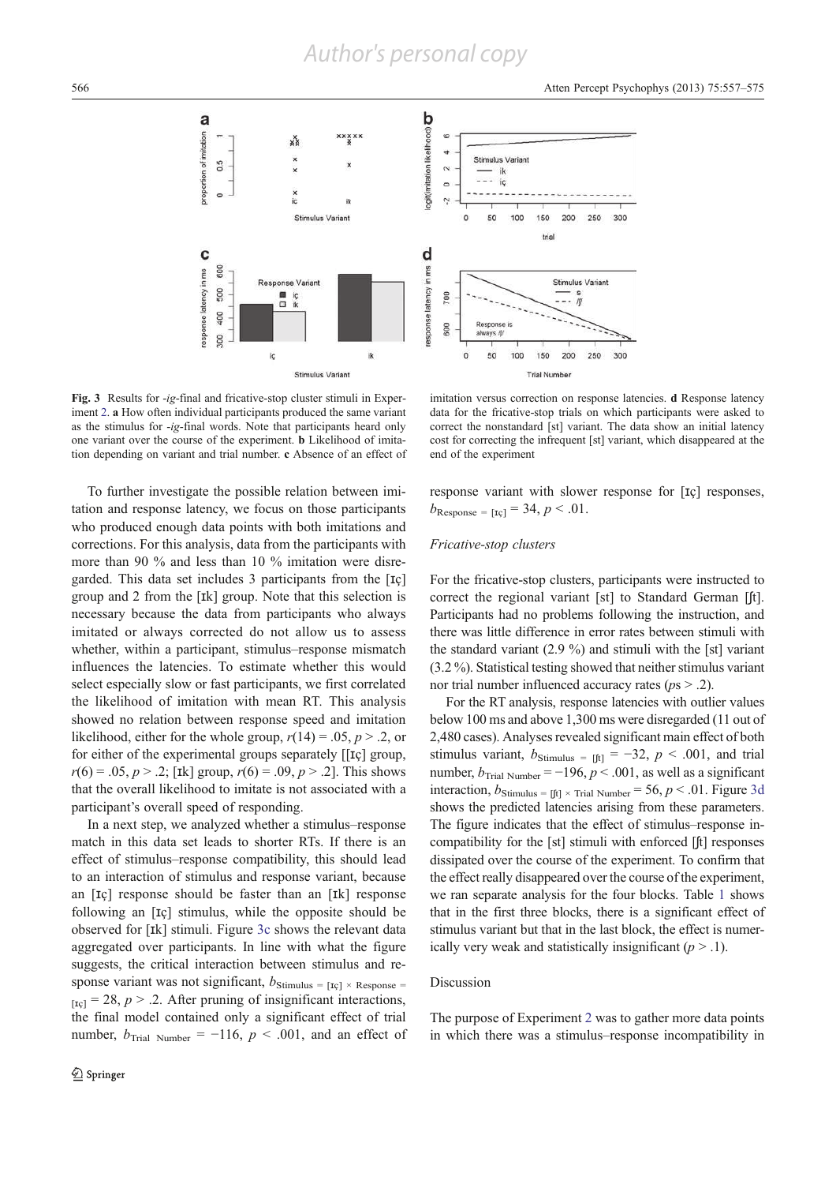Fig. 3 Results for *-ig*-final and fricative-stop cluster stimuli in Experiment 2. **a** How often individual participants produced the same variant as the stimulus for *-ig*-final words. Note that participants heard only one variant over the course of the experiment. **b** Likelihood of imitation depending on variant and trial number. **c** Absence of an effect of imitation versus correction on response latencies. **d** Response latency data for the fricative-stop trials on which participants were asked to correct the nonstandard [st] variant. The data show an initial latency cost for correcting the infrequent [st] variant, which disappeared at the end of the experiment

To further investigate the possible relation between imitation and response latency, we focus on those participants who produced enough data points with both imitations and corrections. For this analysis, data from the participants with more than 90 % and less than 10 % imitation were disregarded. This data set includes 3 participants from the [ɪç] group and 2 from the [ɪk] group. Note that this selection is necessary because the data from participants who always imitated or always corrected do not allow us to assess whether, within a participant, stimulus–response mismatch influences the latencies. To estimate whether this would select especially slow or fast participants, we first correlated the likelihood of imitation with mean RT. This analysis showed no relation between response speed and imitation likelihood, either for the whole group, $r(14) = .05$, $p > .2$, or for either of the experimental groups separately [[ɪç] group, $r(6) = .05$, $p > .2$; [ɪk] group, $r(6) = .09$, $p > .2$]. This shows that the overall likelihood to imitate is not associated with a participant's overall speed of responding.

In a next step, we analyzed whether a stimulus–response match in this data set leads to shorter RTs. If there is an effect of stimulus–response compatibility, this should lead to an interaction of stimulus and response variant, because an [ɪç] response should be faster than an [ɪk] response following an [ɪç] stimulus, while the opposite should be observed for [ɪk] stimuli. Figure 3c shows the relevant data aggregated over participants. In line with what the figure suggests, the critical interaction between stimulus and response variant was not significant, $b_{\text{Stimulus = [ɪç]} \times \text{Response = [ɪç]}} = 28$, $p > .2$. After pruning of insignificant interactions, the final model contained only a significant effect of trial number, $b_{\text{Trial Number}} = -116$, $p < .001$, and an effect of response variant with slower response for [ɪç] responses, $b_{\text{Response = [ɪç]}} = 34$, $p < .01$.

### *Fricative-stop clusters*

For the fricative-stop clusters, participants were instructed to correct the regional variant [st] to Standard German [ʃt]. Participants had no problems following the instruction, and there was little difference in error rates between stimuli with the standard variant (2.9 %) and stimuli with the [st] variant (3.2 %). Statistical testing showed that neither stimulus variant nor trial number influenced accuracy rates ($ps > .2$).

For the RT analysis, response latencies with outlier values below 100 ms and above 1,300 ms were disregarded (11 out of 2,480 cases). Analyses revealed significant main effect of both stimulus variant, $b_{\text{Stimulus = [ʃt]}} = -32$, $p < .001$, and trial number, $b_{\text{Trial Number}} = -196$, $p < .001$, as well as a significant interaction, $b_{\text{Stimulus = [ʃt]} \times \text{Trial Number}} = 56$, $p < .01$. Figure 3d shows the predicted latencies arising from these parameters. The figure indicates that the effect of stimulus–response incompatibility for the [st] stimuli with enforced [ʃt] responses dissipated over the course of the experiment. To confirm that the effect really disappeared over the course of the experiment, we ran separate analysis for the four blocks. Table 1 shows that in the first three blocks, there is a significant effect of stimulus variant but that in the last block, the effect is numerically very weak and statistically insignificant ($p > .1$).

## Discussion

The purpose of Experiment 2 was to gather more data points in which there was a stimulus–response incompatibility in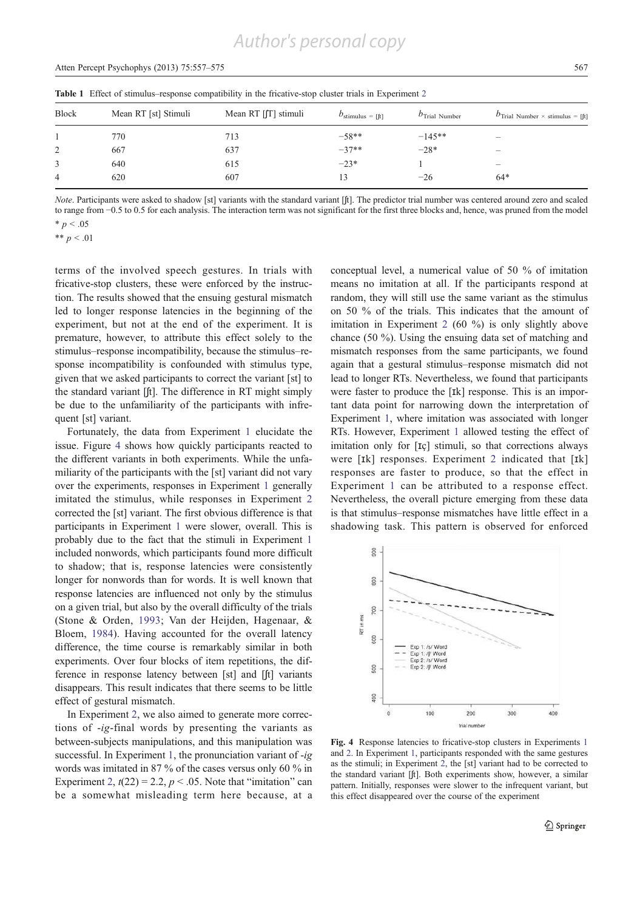**Table 1** Effect of stimulus–response compatibility in the fricative-stop cluster trials in Experiment 2

| Block | Mean RT [st] Stimuli | Mean RT [ʃT] stimuli | $b_{\text{stimulus = [ʃt]}}$ | $b_{\text{Trial Number}}$ | $b_{\text{Trial Number} \times \text{stimulus = [ʃt]}}$ |
|---|---|---|---|---|---|
| 1 | 770 | 713 | −58** | −145** | – |
| 2 | 667 | 637 | −37** | −28* | – |
| 3 | 640 | 615 | −23* | 1 | – |
| 4 | 620 | 607 | 13 | −26 | 64* |

*Note*. Participants were asked to shadow [st] variants with the standard variant [ʃt]. The predictor trial number was centered around zero and scaled to range from −0.5 to 0.5 for each analysis. The interaction term was not significant for the first three blocks and, hence, was pruned from the model

* $p < .05$

** $p < .01$

terms of the involved speech gestures. In trials with fricative-stop clusters, these were enforced by the instruction. The results showed that the ensuing gestural mismatch led to longer response latencies in the beginning of the experiment, but not at the end of the experiment. It is premature, however, to attribute this effect solely to the stimulus–response incompatibility, because the stimulus–response incompatibility is confounded with stimulus type, given that we asked participants to correct the variant [st] to the standard variant [ʃt]. The difference in RT might simply be due to the unfamiliarity of the participants with infrequent [st] variant.

Fortunately, the data from Experiment 1 elucidate the issue. Figure 4 shows how quickly participants reacted to the different variants in both experiments. While the unfamiliarity of the participants with the [st] variant did not vary over the experiments, responses in Experiment 1 generally imitated the stimulus, while responses in Experiment 2 corrected the [st] variant. The first obvious difference is that participants in Experiment 1 were slower, overall. This is probably due to the fact that the stimuli in Experiment 1 included nonwords, which participants found more difficult to shadow; that is, response latencies were consistently longer for nonwords than for words. It is well known that response latencies are influenced not only by the stimulus on a given trial, but also by the overall difficulty of the trials (Stone & Orden, 1993; Van der Heijden, Hagenaar, & Bloem, 1984). Having accounted for the overall latency difference, the time course is remarkably similar in both experiments. Over four blocks of item repetitions, the difference in response latency between [st] and [ʃt] variants disappears. This result indicates that there seems to be little effect of gestural mismatch.

In Experiment 2, we also aimed to generate more corrections of *-ig*-final words by presenting the variants as between-subjects manipulations, and this manipulation was successful. In Experiment 1, the pronunciation variant of *-ig* words was imitated in 87 % of the cases versus only 60 % in Experiment 2, $t(22) = 2.2$, $p < .05$. Note that "imitation" can be a somewhat misleading term here because, at a conceptual level, a numerical value of 50 % of imitation means no imitation at all. If the participants respond at random, they will still use the same variant as the stimulus on 50 % of the trials. This indicates that the amount of imitation in Experiment 2 (60 %) is only slightly above chance (50 %). Using the ensuing data set of matching and mismatch responses from the same participants, we found again that a gestural stimulus–response mismatch did not lead to longer RTs. Nevertheless, we found that participants were faster to produce the [ɪk] response. This is an important data point for narrowing down the interpretation of Experiment 1, where imitation was associated with longer RTs. However, Experiment 1 allowed testing the effect of imitation only for [ɪç] stimuli, so that corrections always were [ɪk] responses. Experiment 2 indicated that [ɪk] responses are faster to produce, so that the effect in Experiment 1 can be attributed to a response effect. Nevertheless, the overall picture emerging from these data is that stimulus–response mismatches have little effect in a shadowing task. This pattern is observed for enforced

**Fig. 4** Response latencies to fricative-stop clusters in Experiments 1 and 2. In Experiment 1, participants responded with the same gestures as the stimuli; in Experiment 2, the [st] variant had to be corrected to the standard variant [ʃt]. Both experiments show, however, a similar pattern. Initially, responses were slower to the infrequent variant, but this effect disappeared over the course of the experiment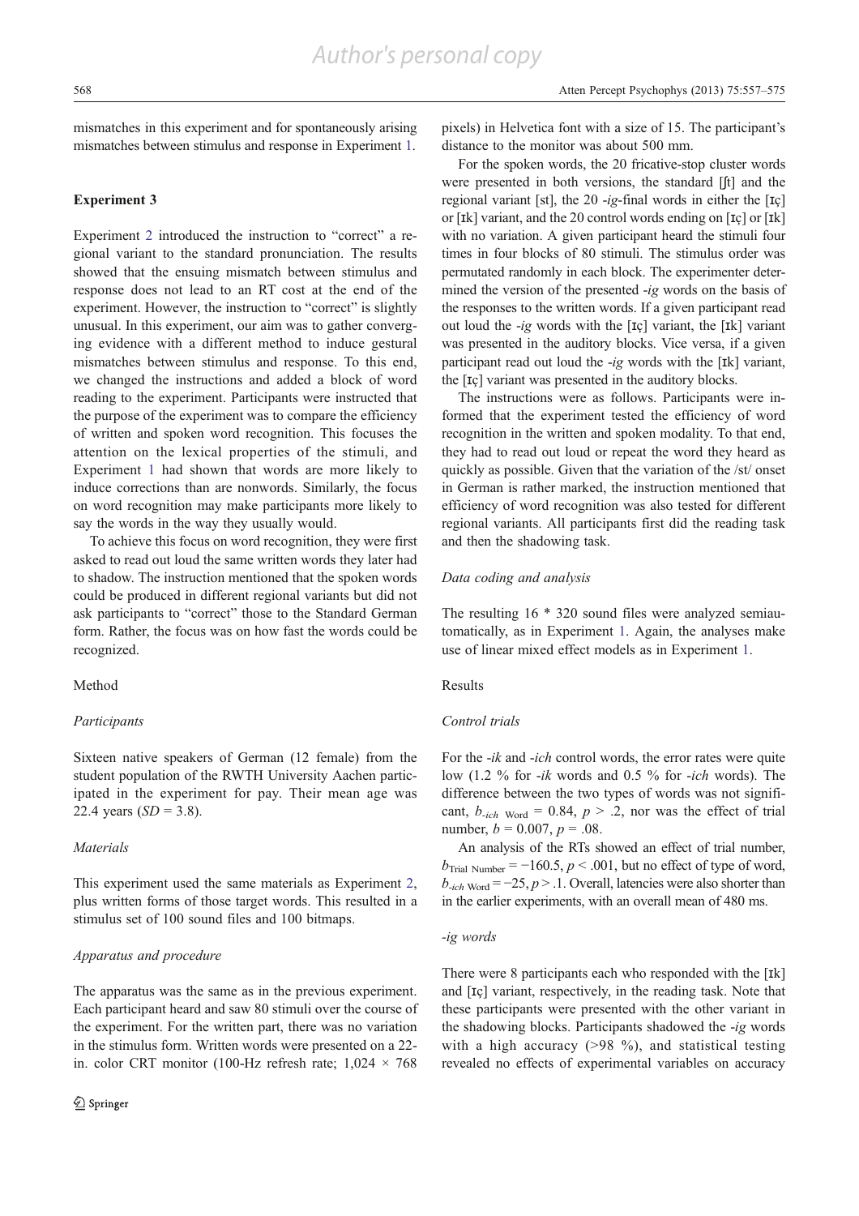mismatches in this experiment and for spontaneously arising mismatches between stimulus and response in Experiment 1.

## Experiment 3

Experiment 2 introduced the instruction to "correct" a regional variant to the standard pronunciation. The results showed that the ensuing mismatch between stimulus and response does not lead to an RT cost at the end of the experiment. However, the instruction to "correct" is slightly unusual. In this experiment, our aim was to gather converging evidence with a different method to induce gestural mismatches between stimulus and response. To this end, we changed the instructions and added a block of word reading to the experiment. Participants were instructed that the purpose of the experiment was to compare the efficiency of written and spoken word recognition. This focuses the attention on the lexical properties of the stimuli, and Experiment 1 had shown that words are more likely to induce corrections than are nonwords. Similarly, the focus on word recognition may make participants more likely to say the words in the way they usually would.

To achieve this focus on word recognition, they were first asked to read out loud the same written words they later had to shadow. The instruction mentioned that the spoken words could be produced in different regional variants but did not ask participants to "correct" those to the Standard German form. Rather, the focus was on how fast the words could be recognized.

### Method

#### *Participants*

Sixteen native speakers of German (12 female) from the student population of the RWTH University Aachen participated in the experiment for pay. Their mean age was 22.4 years ($SD = 3.8$).

#### *Materials*

This experiment used the same materials as Experiment 2, plus written forms of those target words. This resulted in a stimulus set of 100 sound files and 100 bitmaps.

#### *Apparatus and procedure*

The apparatus was the same as in the previous experiment. Each participant heard and saw 80 stimuli over the course of the experiment. For the written part, there was no variation in the stimulus form. Written words were presented on a 22-in. color CRT monitor (100-Hz refresh rate; 1,024 × 768 pixels) in Helvetica font with a size of 15. The participant's distance to the monitor was about 500 mm.

For the spoken words, the 20 fricative-stop cluster words were presented in both versions, the standard [ʃt] and the regional variant [st], the 20 *-ig*-final words in either the [ɪç] or [ɪk] variant, and the 20 control words ending on [ɪç] or [ɪk] with no variation. A given participant heard the stimuli four times in four blocks of 80 stimuli. The stimulus order was permutated randomly in each block. The experimenter determined the version of the presented *-ig* words on the basis of the responses to the written words. If a given participant read out loud the *-ig* words with the [ɪç] variant, the [ɪk] variant was presented in the auditory blocks. Vice versa, if a given participant read out loud the *-ig* words with the [ɪk] variant, the [ɪç] variant was presented in the auditory blocks.

The instructions were as follows. Participants were informed that the experiment tested the efficiency of word recognition in the written and spoken modality. To that end, they had to read out loud or repeat the word they heard as quickly as possible. Given that the variation of the /st/ onset in German is rather marked, the instruction mentioned that efficiency of word recognition was also tested for different regional variants. All participants first did the reading task and then the shadowing task.

#### *Data coding and analysis*

The resulting 16 * 320 sound files were analyzed semiautomatically, as in Experiment 1. Again, the analyses make use of linear mixed effect models as in Experiment 1.

### Results

#### *Control trials*

For the *-ik* and *-ich* control words, the error rates were quite low (1.2 % for *-ik* words and 0.5 % for *-ich* words). The difference between the two types of words was not significant, $b_{\text{-}ich\ \text{Word}} = 0.84$, $p > .2$, nor was the effect of trial number, $b = 0.007$, $p = .08$.

An analysis of the RTs showed an effect of trial number, $b_{\text{Trial Number}} = -160.5$, $p < .001$, but no effect of type of word, $b_{\text{-}ich\ \text{Word}} = -25$, $p > .1$. Overall, latencies were also shorter than in the earlier experiments, with an overall mean of 480 ms.

#### *-ig words*

There were 8 participants each who responded with the [ɪk] and [ɪç] variant, respectively, in the reading task. Note that these participants were presented with the other variant in the shadowing blocks. Participants shadowed the *-ig* words with a high accuracy (>98 %), and statistical testing revealed no effects of experimental variables on accuracy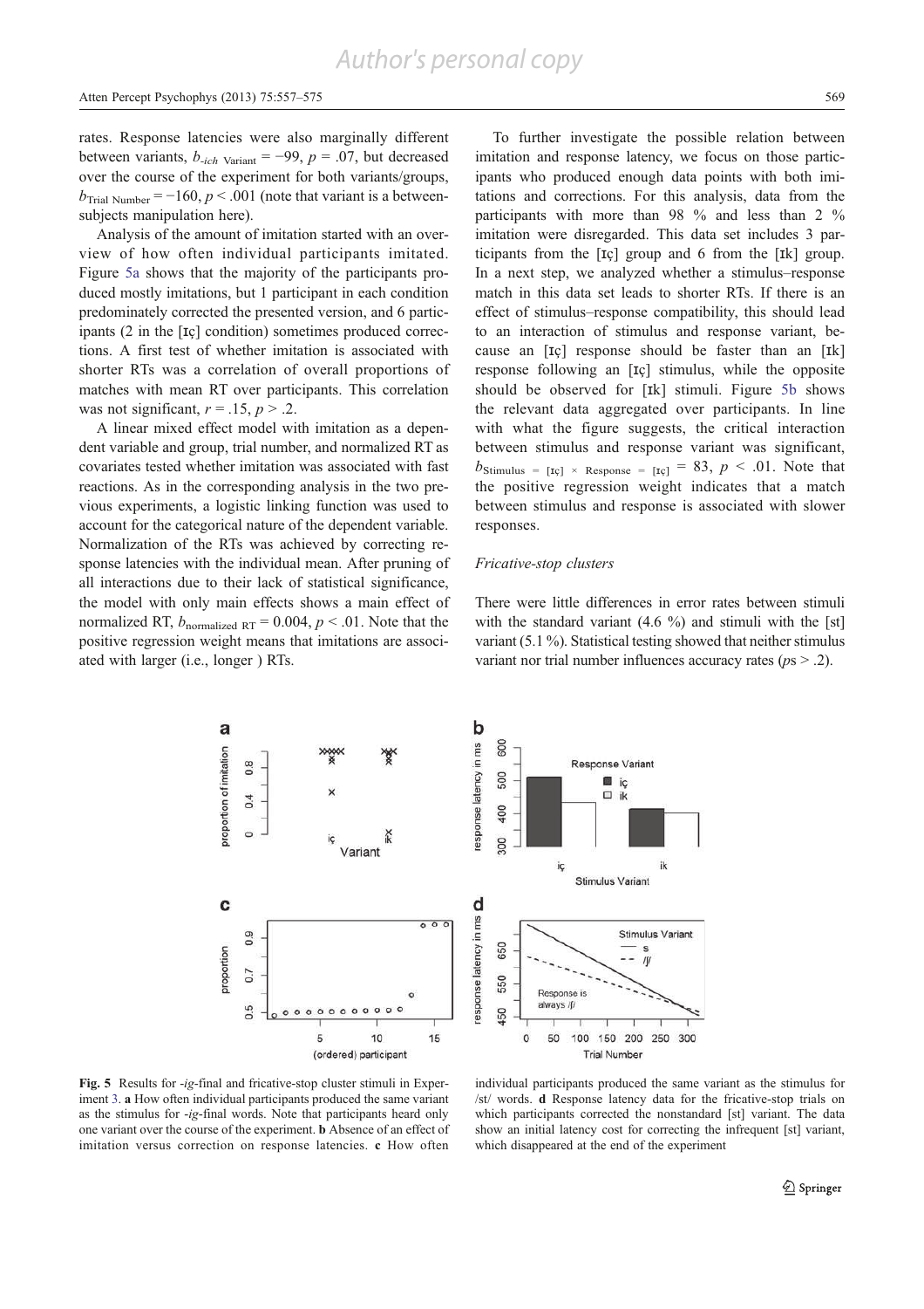rates. Response latencies were also marginally different between variants, $b_{\text{-ich Variant}} = -99$, $p = .07$, but decreased over the course of the experiment for both variants/groups, $b_{\text{Trial Number}} = -160$, $p < .001$ (note that variant is a between-subjects manipulation here).

Analysis of the amount of imitation started with an overview of how often individual participants imitated. Figure 5a shows that the majority of the participants produced mostly imitations, but 1 participant in each condition predominately corrected the presented version, and 6 participants (2 in the [ɪç] condition) sometimes produced corrections. A first test of whether imitation is associated with shorter RTs was a correlation of overall proportions of matches with mean RT over participants. This correlation was not significant, $r = .15$, $p > .2$.

A linear mixed effect model with imitation as a dependent variable and group, trial number, and normalized RT as covariates tested whether imitation was associated with fast reactions. As in the corresponding analysis in the two previous experiments, a logistic linking function was used to account for the categorical nature of the dependent variable. Normalization of the RTs was achieved by correcting response latencies with the individual mean. After pruning of all interactions due to their lack of statistical significance, the model with only main effects shows a main effect of normalized RT, $b_{\text{normalized RT}} = 0.004$, $p < .01$. Note that the positive regression weight means that imitations are associated with larger (i.e., longer ) RTs.

To further investigate the possible relation between imitation and response latency, we focus on those participants who produced enough data points with both imitations and corrections. For this analysis, data from the participants with more than 98 % and less than 2 % imitation were disregarded. This data set includes 3 participants from the [ɪç] group and 6 from the [ɪk] group. In a next step, we analyzed whether a stimulus–response match in this data set leads to shorter RTs. If there is an effect of stimulus–response compatibility, this should lead to an interaction of stimulus and response variant, because an [ɪç] response should be faster than an [ɪk] response following an [ɪç] stimulus, while the opposite should be observed for [ɪk] stimuli. Figure 5b shows the relevant data aggregated over participants. In line with what the figure suggests, the critical interaction between stimulus and response variant was significant, $b_{\text{Stimulus = [ɪç] × Response = [ɪç]}} = 83$, $p < .01$. Note that the positive regression weight indicates that a match between stimulus and response is associated with slower responses.

*Fricative-stop clusters*

There were little differences in error rates between stimuli with the standard variant (4.6 %) and stimuli with the [st] variant (5.1 %). Statistical testing showed that neither stimulus variant nor trial number influences accuracy rates (*p*s > .2).

**Fig. 5** Results for *-ig*-final and fricative-stop cluster stimuli in Experiment 3. **a** How often individual participants produced the same variant as the stimulus for *-ig*-final words. Note that participants heard only one variant over the course of the experiment. **b** Absence of an effect of imitation versus correction on response latencies. **c** How often individual participants produced the same variant as the stimulus for /st/ words. **d** Response latency data for the fricative-stop trials on which participants corrected the nonstandard [st] variant. The data show an initial latency cost for correcting the infrequent [st] variant, which disappeared at the end of the experiment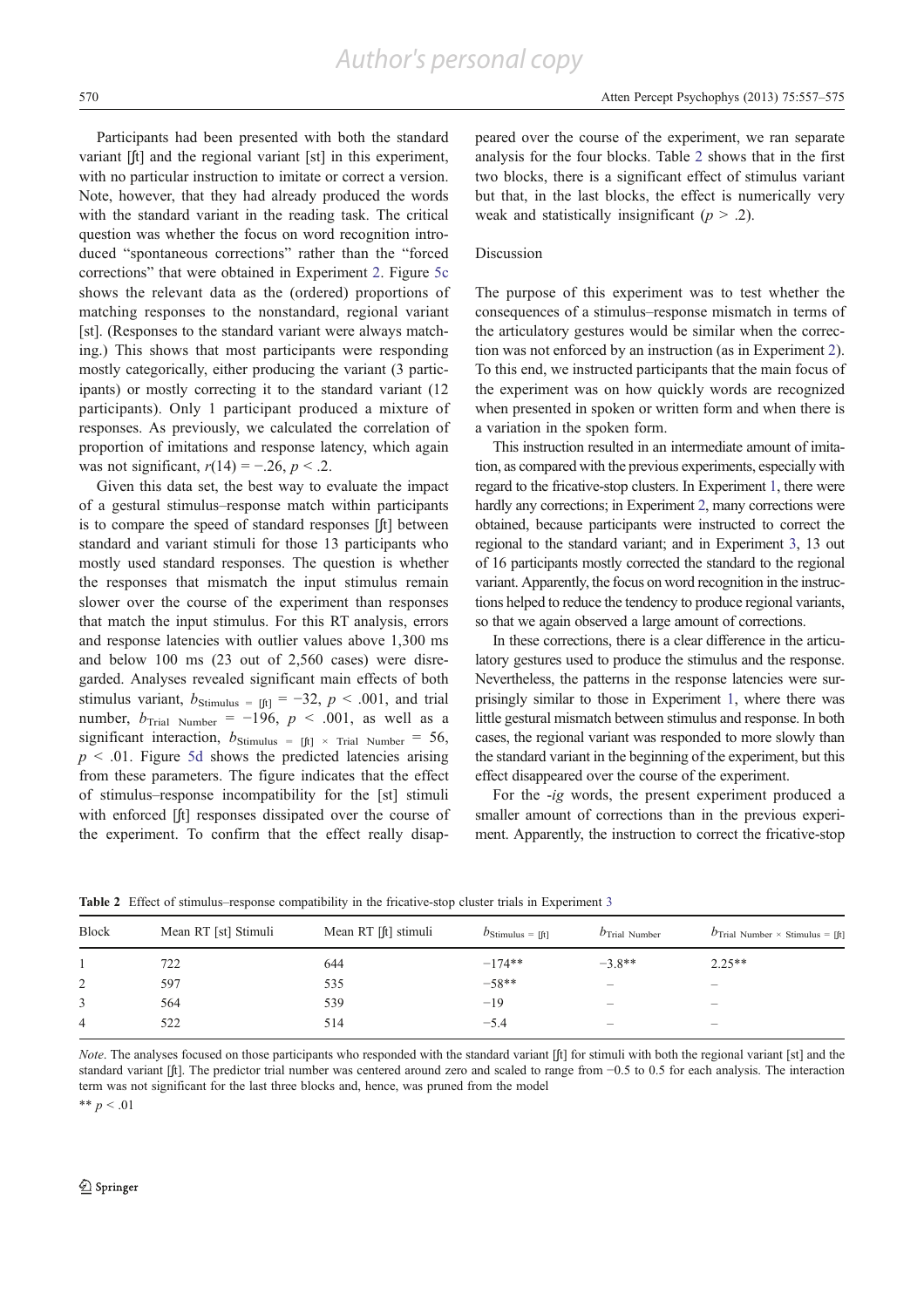Participants had been presented with both the standard variant [ʃt] and the regional variant [st] in this experiment, with no particular instruction to imitate or correct a version. Note, however, that they had already produced the words with the standard variant in the reading task. The critical question was whether the focus on word recognition introduced "spontaneous corrections" rather than the "forced corrections" that were obtained in Experiment 2. Figure 5c shows the relevant data as the (ordered) proportions of matching responses to the nonstandard, regional variant [st]. (Responses to the standard variant were always matching.) This shows that most participants were responding mostly categorically, either producing the variant (3 participants) or mostly correcting it to the standard variant (12 participants). Only 1 participant produced a mixture of responses. As previously, we calculated the correlation of proportion of imitations and response latency, which again was not significant, $r(14) = -.26$, $p < .2$.

Given this data set, the best way to evaluate the impact of a gestural stimulus–response match within participants is to compare the speed of standard responses [ʃt] between standard and variant stimuli for those 13 participants who mostly used standard responses. The question is whether the responses that mismatch the input stimulus remain slower over the course of the experiment than responses that match the input stimulus. For this RT analysis, errors and response latencies with outlier values above 1,300 ms and below 100 ms (23 out of 2,560 cases) were disregarded. Analyses revealed significant main effects of both stimulus variant, $b_{\text{Stimulus = [ʃt]}} = -32$, $p < .001$, and trial number, $b_{\text{Trial Number}} = -196$, $p < .001$, as well as a significant interaction, $b_{\text{Stimulus = [ʃt]} \times \text{Trial Number}} = 56$, $p < .01$. Figure 5d shows the predicted latencies arising from these parameters. The figure indicates that the effect of stimulus–response incompatibility for the [st] stimuli with enforced [ʃt] responses dissipated over the course of the experiment. To confirm that the effect really disappeared over the course of the experiment, we ran separate analysis for the four blocks. Table 2 shows that in the first two blocks, there is a significant effect of stimulus variant but that, in the last blocks, the effect is numerically very weak and statistically insignificant ($p > .2$).

## Discussion

The purpose of this experiment was to test whether the consequences of a stimulus–response mismatch in terms of the articulatory gestures would be similar when the correction was not enforced by an instruction (as in Experiment 2). To this end, we instructed participants that the main focus of the experiment was on how quickly words are recognized when presented in spoken or written form and when there is a variation in the spoken form.

This instruction resulted in an intermediate amount of imitation, as compared with the previous experiments, especially with regard to the fricative-stop clusters. In Experiment 1, there were hardly any corrections; in Experiment 2, many corrections were obtained, because participants were instructed to correct the regional to the standard variant; and in Experiment 3, 13 out of 16 participants mostly corrected the standard to the regional variant. Apparently, the focus on word recognition in the instructions helped to reduce the tendency to produce regional variants, so that we again observed a large amount of corrections.

In these corrections, there is a clear difference in the articulatory gestures used to produce the stimulus and the response. Nevertheless, the patterns in the response latencies were surprisingly similar to those in Experiment 1, where there was little gestural mismatch between stimulus and response. In both cases, the regional variant was responded to more slowly than the standard variant in the beginning of the experiment, but this effect disappeared over the course of the experiment.

For the *-ig* words, the present experiment produced a smaller amount of corrections than in the previous experiment. Apparently, the instruction to correct the fricative-stop

**Table 2** Effect of stimulus–response compatibility in the fricative-stop cluster trials in Experiment 3

| Block | Mean RT [st] Stimuli | Mean RT [ʃt] stimuli | $b_{\text{Stimulus = [ʃt]}}$ | $b_{\text{Trial Number}}$ | $b_{\text{Trial Number} \times \text{Stimulus = [ʃt]}}$ |
|---|---|---|---|---|---|
| 1 | 722 | 644 | −174** | −3.8** | 2.25** |
| 2 | 597 | 535 | −58** | – | – |
| 3 | 564 | 539 | −19 | – | – |
| 4 | 522 | 514 | −5.4 | – | – |

*Note*. The analyses focused on those participants who responded with the standard variant [ʃt] for stimuli with both the regional variant [st] and the standard variant [ʃt]. The predictor trial number was centered around zero and scaled to range from −0.5 to 0.5 for each analysis. The interaction term was not significant for the last three blocks and, hence, was pruned from the model

** $p < .01$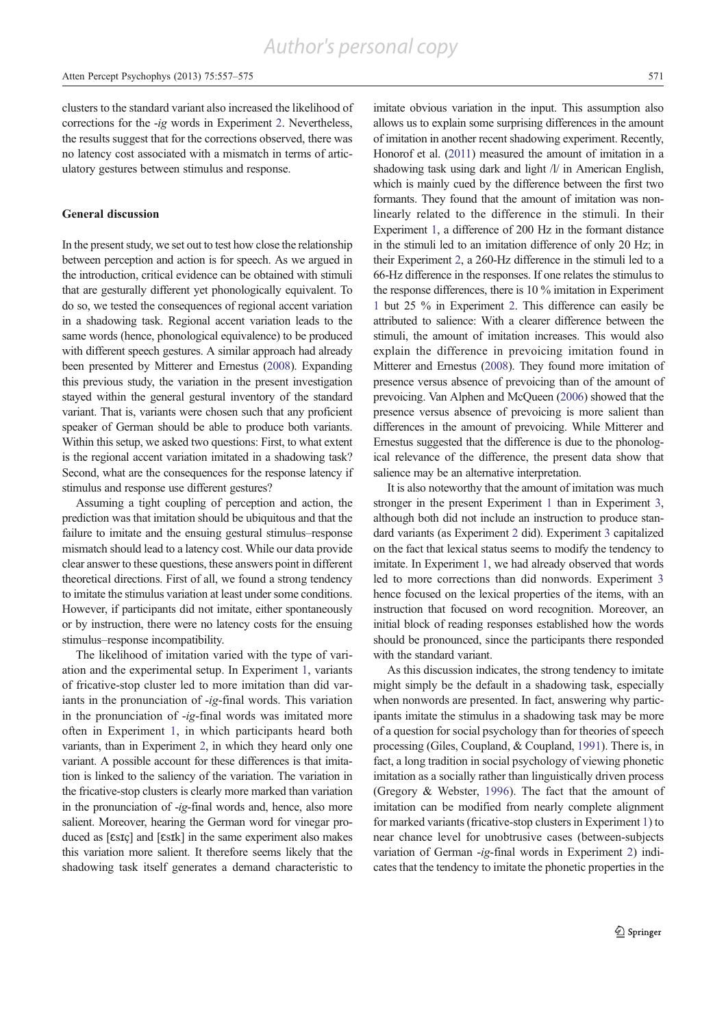clusters to the standard variant also increased the likelihood of corrections for the *-ig* words in Experiment 2. Nevertheless, the results suggest that for the corrections observed, there was no latency cost associated with a mismatch in terms of articulatory gestures between stimulus and response.

## General discussion

In the present study, we set out to test how close the relationship between perception and action is for speech. As we argued in the introduction, critical evidence can be obtained with stimuli that are gesturally different yet phonologically equivalent. To do so, we tested the consequences of regional accent variation in a shadowing task. Regional accent variation leads to the same words (hence, phonological equivalence) to be produced with different speech gestures. A similar approach had already been presented by Mitterer and Ernestus (2008). Expanding this previous study, the variation in the present investigation stayed within the general gestural inventory of the standard variant. That is, variants were chosen such that any proficient speaker of German should be able to produce both variants. Within this setup, we asked two questions: First, to what extent is the regional accent variation imitated in a shadowing task? Second, what are the consequences for the response latency if stimulus and response use different gestures?

Assuming a tight coupling of perception and action, the prediction was that imitation should be ubiquitous and that the failure to imitate and the ensuing gestural stimulus–response mismatch should lead to a latency cost. While our data provide clear answer to these questions, these answers point in different theoretical directions. First of all, we found a strong tendency to imitate the stimulus variation at least under some conditions. However, if participants did not imitate, either spontaneously or by instruction, there were no latency costs for the ensuing stimulus–response incompatibility.

The likelihood of imitation varied with the type of variation and the experimental setup. In Experiment 1, variants of fricative-stop cluster led to more imitation than did variants in the pronunciation of *-ig*-final words. This variation in the pronunciation of *-ig*-final words was imitated more often in Experiment 1, in which participants heard both variants, than in Experiment 2, in which they heard only one variant. A possible account for these differences is that imitation is linked to the saliency of the variation. The variation in the fricative-stop clusters is clearly more marked than variation in the pronunciation of *-ig*-final words and, hence, also more salient. Moreover, hearing the German word for vinegar produced as [ɛsɪç] and [ɛsɪk] in the same experiment also makes this variation more salient. It therefore seems likely that the shadowing task itself generates a demand characteristic to imitate obvious variation in the input. This assumption also allows us to explain some surprising differences in the amount of imitation in another recent shadowing experiment. Recently, Honorof et al. (2011) measured the amount of imitation in a shadowing task using dark and light /l/ in American English, which is mainly cued by the difference between the first two formants. They found that the amount of imitation was non-linearly related to the difference in the stimuli. In their Experiment 1, a difference of 200 Hz in the formant distance in the stimuli led to an imitation difference of only 20 Hz; in their Experiment 2, a 260-Hz difference in the stimuli led to a 66-Hz difference in the responses. If one relates the stimulus to the response differences, there is 10 % imitation in Experiment 1 but 25 % in Experiment 2. This difference can easily be attributed to salience: With a clearer difference between the stimuli, the amount of imitation increases. This would also explain the difference in prevoicing imitation found in Mitterer and Ernestus (2008). They found more imitation of presence versus absence of prevoicing than of the amount of prevoicing. Van Alphen and McQueen (2006) showed that the presence versus absence of prevoicing is more salient than differences in the amount of prevoicing. While Mitterer and Ernestus suggested that the difference is due to the phonological relevance of the difference, the present data show that salience may be an alternative interpretation.

It is also noteworthy that the amount of imitation was much stronger in the present Experiment 1 than in Experiment 3, although both did not include an instruction to produce standard variants (as Experiment 2 did). Experiment 3 capitalized on the fact that lexical status seems to modify the tendency to imitate. In Experiment 1, we had already observed that words led to more corrections than did nonwords. Experiment 3 hence focused on the lexical properties of the items, with an instruction that focused on word recognition. Moreover, an initial block of reading responses established how the words should be pronounced, since the participants there responded with the standard variant.

As this discussion indicates, the strong tendency to imitate might simply be the default in a shadowing task, especially when nonwords are presented. In fact, answering why participants imitate the stimulus in a shadowing task may be more of a question for social psychology than for theories of speech processing (Giles, Coupland, & Coupland, 1991). There is, in fact, a long tradition in social psychology of viewing phonetic imitation as a socially rather than linguistically driven process (Gregory & Webster, 1996). The fact that the amount of imitation can be modified from nearly complete alignment for marked variants (fricative-stop clusters in Experiment 1) to near chance level for unobtrusive cases (between-subjects variation of German *-ig*-final words in Experiment 2) indicates that the tendency to imitate the phonetic properties in the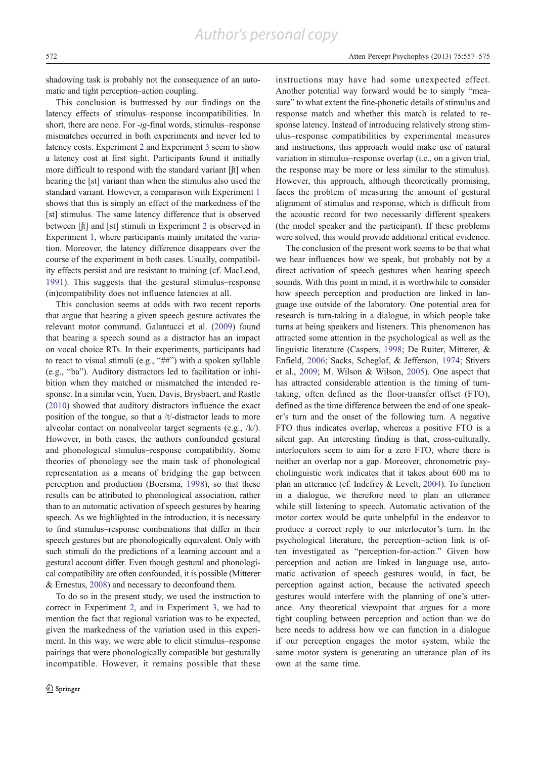shadowing task is probably not the consequence of an automatic and tight perception–action coupling.

This conclusion is buttressed by our findings on the latency effects of stimulus–response incompatibilities. In short, there are none. For -*ig*-final words, stimulus–response mismatches occurred in both experiments and never led to latency costs. Experiment 2 and Experiment 3 seem to show a latency cost at first sight. Participants found it initially more difficult to respond with the standard variant [ʃt] when hearing the [st] variant than when the stimulus also used the standard variant. However, a comparison with Experiment 1 shows that this is simply an effect of the markedness of the [st] stimulus. The same latency difference that is observed between [ʃt] and [st] stimuli in Experiment 2 is observed in Experiment 1, where participants mainly imitated the variation. Moreover, the latency difference disappears over the course of the experiment in both cases. Usually, compatibility effects persist and are resistant to training (cf. MacLeod, 1991). This suggests that the gestural stimulus–response (in)compatibility does not influence latencies at all.

This conclusion seems at odds with two recent reports that argue that hearing a given speech gesture activates the relevant motor command. Galantucci et al. (2009) found that hearing a speech sound as a distractor has an impact on vocal choice RTs. In their experiments, participants had to react to visual stimuli (e.g., "##") with a spoken syllable (e.g., "ba"). Auditory distractors led to facilitation or inhibition when they matched or mismatched the intended response. In a similar vein, Yuen, Davis, Brysbaert, and Rastle (2010) showed that auditory distractors influence the exact position of the tongue, so that a /t/-distractor leads to more alveolar contact on nonalveolar target segments (e.g., /k/). However, in both cases, the authors confounded gestural and phonological stimulus–response compatibility. Some theories of phonology see the main task of phonological representation as a means of bridging the gap between perception and production (Boersma, 1998), so that these results can be attributed to phonological association, rather than to an automatic activation of speech gestures by hearing speech. As we highlighted in the introduction, it is necessary to find stimulus–response combinations that differ in their speech gestures but are phonologically equivalent. Only with such stimuli do the predictions of a learning account and a gestural account differ. Even though gestural and phonological compatibility are often confounded, it is possible (Mitterer & Ernestus, 2008) and necessary to deconfound them.

To do so in the present study, we used the instruction to correct in Experiment 2, and in Experiment 3, we had to mention the fact that regional variation was to be expected, given the markedness of the variation used in this experiment. In this way, we were able to elicit stimulus–response pairings that were phonologically compatible but gesturally incompatible. However, it remains possible that these instructions may have had some unexpected effect. Another potential way forward would be to simply "measure" to what extent the fine-phonetic details of stimulus and response match and whether this match is related to response latency. Instead of introducing relatively strong stimulus–response compatibilities by experimental measures and instructions, this approach would make use of natural variation in stimulus–response overlap (i.e., on a given trial, the response may be more or less similar to the stimulus). However, this approach, although theoretically promising, faces the problem of measuring the amount of gestural alignment of stimulus and response, which is difficult from the acoustic record for two necessarily different speakers (the model speaker and the participant). If these problems were solved, this would provide additional critical evidence.

The conclusion of the present work seems to be that what we hear influences how we speak, but probably not by a direct activation of speech gestures when hearing speech sounds. With this point in mind, it is worthwhile to consider how speech perception and production are linked in language use outside of the laboratory. One potential area for research is turn-taking in a dialogue, in which people take turns at being speakers and listeners. This phenomenon has attracted some attention in the psychological as well as the linguistic literature (Caspers, 1998; De Ruiter, Mitterer, & Enfield, 2006; Sacks, Scheglof, & Jefferson, 1974; Stivers et al., 2009; M. Wilson & Wilson, 2005). One aspect that has attracted considerable attention is the timing of turn-taking, often defined as the floor-transfer offset (FTO), defined as the time difference between the end of one speaker's turn and the onset of the following turn. A negative FTO thus indicates overlap, whereas a positive FTO is a silent gap. An interesting finding is that, cross-culturally, interlocutors seem to aim for a zero FTO, where there is neither an overlap nor a gap. Moreover, chronometric psycholinguistic work indicates that it takes about 600 ms to plan an utterance (cf. Indefrey & Levelt, 2004). To function in a dialogue, we therefore need to plan an utterance while still listening to speech. Automatic activation of the motor cortex would be quite unhelpful in the endeavor to produce a correct reply to our interlocutor's turn. In the psychological literature, the perception–action link is often investigated as "perception-for-action." Given how perception and action are linked in language use, automatic activation of speech gestures would, in fact, be perception against action, because the activated speech gestures would interfere with the planning of one's utterance. Any theoretical viewpoint that argues for a more tight coupling between perception and action than we do here needs to address how we can function in a dialogue if our perception engages the motor system, while the same motor system is generating an utterance plan of its own at the same time.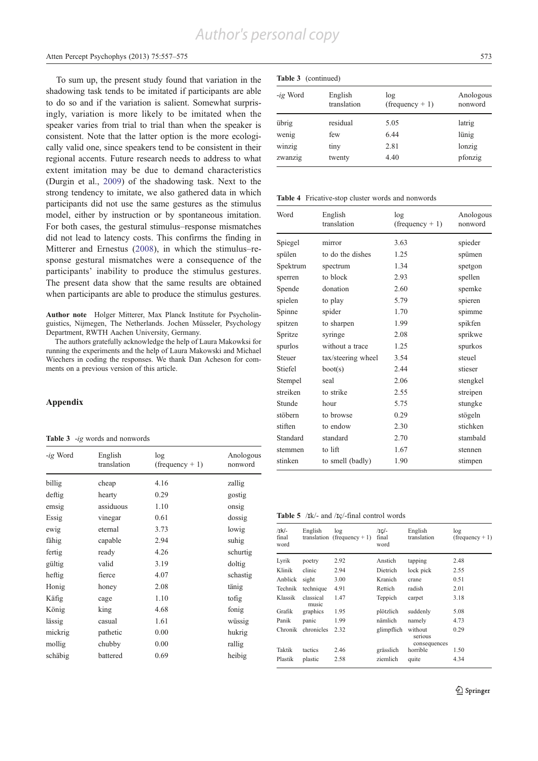To sum up, the present study found that variation in the shadowing task tends to be imitated if participants are able to do so and if the variation is salient. Somewhat surprisingly, variation is more likely to be imitated when the speaker varies from trial to trial than when the speaker is consistent. Note that the latter option is the more ecologically valid one, since speakers tend to be consistent in their regional accents. Future research needs to address to what extent imitation may be due to demand characteristics (Durgin et al., 2009) of the shadowing task. Next to the strong tendency to imitate, we also gathered data in which participants did not use the same gestures as the stimulus model, either by instruction or by spontaneous imitation. For both cases, the gestural stimulus–response mismatches did not lead to latency costs. This confirms the finding in Mitterer and Ernestus (2008), in which the stimulus–response gestural mismatches were a consequence of the participants' inability to produce the stimulus gestures. The present data show that the same results are obtained when participants are able to produce the stimulus gestures.

**Author note** Holger Mitterer, Max Planck Institute for Psycholinguistics, Nijmegen, The Netherlands. Jochen Müsseler, Psychology Department, RWTH Aachen University, Germany.

The authors gratefully acknowledge the help of Laura Makowksi for running the experiments and the help of Laura Makowski and Michael Wiechers in coding the responses. We thank Dan Acheson for comments on a previous version of this article.

## Appendix

**Table 3** *-ig* words and nonwords

| *-ig* Word | English translation | log (frequency + 1) | Anologous nonword |
|---|---|---|---|
| billig | cheap | 4.16 | zallig |
| deftig | hearty | 0.29 | gostig |
| emsig | assiduous | 1.10 | onsig |
| Essig | vinegar | 0.61 | dossig |
| ewig | eternal | 3.73 | lowig |
| fähig | capable | 2.94 | suhig |
| fertig | ready | 4.26 | schurtig |
| gültig | valid | 3.19 | doltig |
| heftig | fierce | 4.07 | schastig |
| Honig | honey | 2.08 | tänig |
| Käfig | cage | 1.10 | tofig |
| König | king | 4.68 | fonig |
| lässig | casual | 1.61 | wüssig |
| mickrig | pathetic | 0.00 | hukrig |
| mollig | chubby | 0.00 | rallig |
| schäbig | battered | 0.69 | heibig |
| übrig | residual | 5.05 | latrig |
| wenig | few | 6.44 | lünig |
| winzig | tiny | 2.81 | lonzig |
| zwanzig | twenty | 4.40 | pfonzig |

**Table 4** Fricative-stop cluster words and nonwords

| Word | English translation | log (frequency + 1) | Anologous nonword |
|---|---|---|---|
| Spiegel | mirror | 3.63 | spieder |
| spülen | to do the dishes | 1.25 | spümen |
| Spektrum | spectrum | 1.34 | spetgon |
| sperren | to block | 2.93 | spellen |
| Spende | donation | 2.60 | spemke |
| spielen | to play | 5.79 | spieren |
| Spinne | spider | 1.70 | spimme |
| spitzen | to sharpen | 1.99 | spikfen |
| Spritze | syringe | 2.08 | sprikwe |
| spurlos | without a trace | 1.25 | spurkos |
| Steuer | tax/steering wheel | 3.54 | steuel |
| Stiefel | boot(s) | 2.44 | stieser |
| Stempel | seal | 2.06 | stengkel |
| streiken | to strike | 2.55 | streipen |
| Stunde | hour | 5.75 | stungke |
| stöbern | to browse | 0.29 | stögeln |
| stiften | to endow | 2.30 | stichken |
| Standard | standard | 2.70 | stambald |
| stemmen | to lift | 1.67 | stennen |
| stinken | to smell (badly) | 1.90 | stimpen |

**Table 5** /ɪk/- and /ɪç/-final control words

| /ɪk/-final word | English translation | log (frequency + 1) | /ɪç/-final word | English translation | log (frequency + 1) |
|---|---|---|---|---|---|
| Lyrik | poetry | 2.92 | Anstich | tapping | 2.48 |
| Klinik | clinic | 2.94 | Dietrich | lock pick | 2.55 |
| Anblick | sight | 3.00 | Kranich | crane | 0.51 |
| Technik | technique | 4.91 | Rettich | radish | 2.01 |
| Klassik | classical music | 1.47 | Teppich | carpet | 3.18 |
| Grafik | graphics | 1.95 | plötzlich | suddenly | 5.08 |
| Panik | panic | 1.99 | nämlich | namely | 4.73 |
| Chronik | chronicles | 2.32 | glimpflich | without serious consequences | 0.29 |
| Taktik | tactics | 2.46 | grässlich | horrible | 1.50 |
| Plastik | plastic | 2.58 | ziemlich | quite | 4.34 |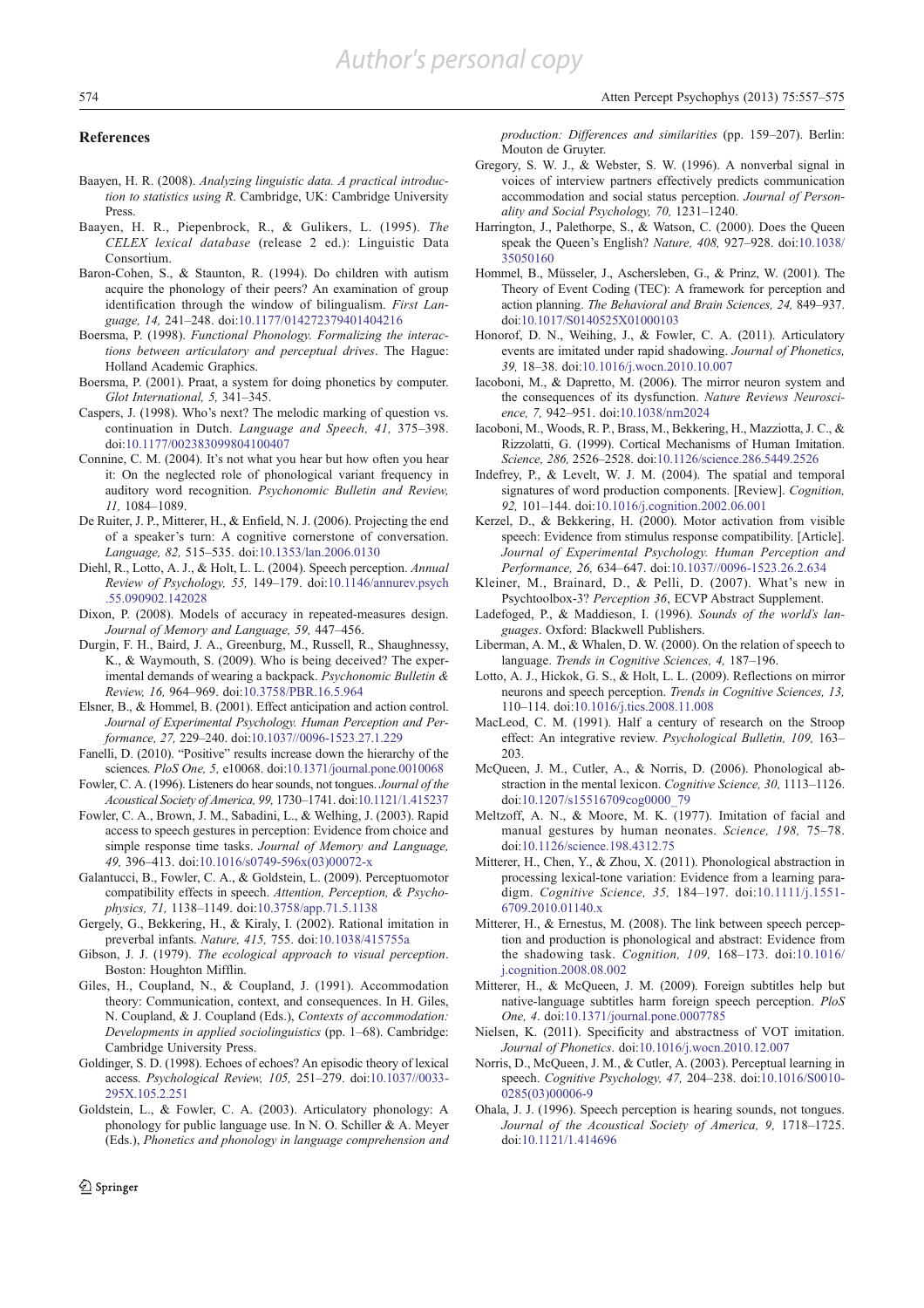## References

Baayen, H. R. (2008). *Analyzing linguistic data. A practical introduction to statistics using R*. Cambridge, UK: Cambridge University Press.

Baayen, H. R., Piepenbrock, R., & Gulikers, L. (1995). *The CELEX lexical database* (release 2 ed.): Linguistic Data Consortium.

Baron-Cohen, S., & Staunton, R. (1994). Do children with autism acquire the phonology of their peers? An examination of group identification through the window of bilingualism. *First Language, 14,* 241–248. doi:10.1177/014272379401404216

Boersma, P. (1998). *Functional Phonology. Formalizing the interactions between articulatory and perceptual drives*. The Hague: Holland Academic Graphics.

Boersma, P. (2001). Praat, a system for doing phonetics by computer. *Glot International, 5,* 341–345.

Caspers, J. (1998). Who's next? The melodic marking of question vs. continuation in Dutch. *Language and Speech, 41,* 375–398. doi:10.1177/002383099804100407

Connine, C. M. (2004). It's not what you hear but how often you hear it: On the neglected role of phonological variant frequency in auditory word recognition. *Psychonomic Bulletin and Review, 11,* 1084–1089.

De Ruiter, J. P., Mitterer, H., & Enfield, N. J. (2006). Projecting the end of a speaker's turn: A cognitive cornerstone of conversation. *Language, 82,* 515–535. doi:10.1353/lan.2006.0130

Diehl, R., Lotto, A. J., & Holt, L. L. (2004). Speech perception. *Annual Review of Psychology, 55,* 149–179. doi:10.1146/annurev.psych.55.090902.142028

Dixon, P. (2008). Models of accuracy in repeated-measures design. *Journal of Memory and Language, 59,* 447–456.

Durgin, F. H., Baird, J. A., Greenburg, M., Russell, R., Shaughnessy, K., & Waymouth, S. (2009). Who is being deceived? The experimental demands of wearing a backpack. *Psychonomic Bulletin & Review, 16,* 964–969. doi:10.3758/PBR.16.5.964

Elsner, B., & Hommel, B. (2001). Effect anticipation and action control. *Journal of Experimental Psychology. Human Perception and Performance, 27,* 229–240. doi:10.1037//0096-1523.27.1.229

Fanelli, D. (2010). "Positive" results increase down the hierarchy of the sciences. *PloS One, 5,* e10068. doi:10.1371/journal.pone.0010068

Fowler, C. A. (1996). Listeners do hear sounds, not tongues. *Journal of the Acoustical Society of America, 99,* 1730–1741. doi:10.1121/1.415237

Fowler, C. A., Brown, J. M., Sabadini, L., & Welhing, J. (2003). Rapid access to speech gestures in perception: Evidence from choice and simple response time tasks. *Journal of Memory and Language, 49,* 396–413. doi:10.1016/s0749-596x(03)00072-x

Galantucci, B., Fowler, C. A., & Goldstein, L. (2009). Perceptuomotor compatibility effects in speech. *Attention, Perception, & Psychophysics, 71,* 1138–1149. doi:10.3758/app.71.5.1138

Gergely, G., Bekkering, H., & Kiraly, I. (2002). Rational imitation in preverbal infants. *Nature, 415,* 755. doi:10.1038/415755a

Gibson, J. J. (1979). *The ecological approach to visual perception*. Boston: Houghton Mifflin.

Giles, H., Coupland, N., & Coupland, J. (1991). Accommodation theory: Communication, context, and consequences. In H. Giles, N. Coupland, & J. Coupland (Eds.), *Contexts of accommodation: Developments in applied sociolinguistics* (pp. 1–68). Cambridge: Cambridge University Press.

Goldinger, S. D. (1998). Echoes of echoes? An episodic theory of lexical access. *Psychological Review, 105,* 251–279. doi:10.1037//0033-295X.105.2.251

Goldstein, L., & Fowler, C. A. (2003). Articulatory phonology: A phonology for public language use. In N. O. Schiller & A. Meyer (Eds.), *Phonetics and phonology in language comprehension and production: Differences and similarities* (pp. 159–207). Berlin: Mouton de Gruyter.

Gregory, S. W. J., & Webster, S. W. (1996). A nonverbal signal in voices of interview partners effectively predicts communication accommodation and social status perception. *Journal of Personality and Social Psychology, 70,* 1231–1240.

Harrington, J., Palethorpe, S., & Watson, C. (2000). Does the Queen speak the Queen's English? *Nature, 408,* 927–928. doi:10.1038/35050160

Hommel, B., Müsseler, J., Aschersleben, G., & Prinz, W. (2001). The Theory of Event Coding (TEC): A framework for perception and action planning. *The Behavioral and Brain Sciences, 24,* 849–937. doi:10.1017/S0140525X01000103

Honorof, D. N., Weihing, J., & Fowler, C. A. (2011). Articulatory events are imitated under rapid shadowing. *Journal of Phonetics, 39,* 18–38. doi:10.1016/j.wocn.2010.10.007

Iacoboni, M., & Dapretto, M. (2006). The mirror neuron system and the consequences of its dysfunction. *Nature Reviews Neuroscience, 7,* 942–951. doi:10.1038/nrn2024

Iacoboni, M., Woods, R. P., Brass, M., Bekkering, H., Mazziotta, J. C., & Rizzolatti, G. (1999). Cortical Mechanisms of Human Imitation. *Science, 286,* 2526–2528. doi:10.1126/science.286.5449.2526

Indefrey, P., & Levelt, W. J. M. (2004). The spatial and temporal signatures of word production components. [Review]. *Cognition, 92,* 101–144. doi:10.1016/j.cognition.2002.06.001

Kerzel, D., & Bekkering, H. (2000). Motor activation from visible speech: Evidence from stimulus response compatibility. [Article]. *Journal of Experimental Psychology. Human Perception and Performance, 26,* 634–647. doi:10.1037//0096-1523.26.2.634

Kleiner, M., Brainard, D., & Pelli, D. (2007). What's new in Psychtoolbox-3? *Perception 36*, ECVP Abstract Supplement.

Ladefoged, P., & Maddieson, I. (1996). *Sounds of the world's languages*. Oxford: Blackwell Publishers.

Liberman, A. M., & Whalen, D. W. (2000). On the relation of speech to language. *Trends in Cognitive Sciences, 4,* 187–196.

Lotto, A. J., Hickok, G. S., & Holt, L. L. (2009). Reflections on mirror neurons and speech perception. *Trends in Cognitive Sciences, 13,* 110–114. doi:10.1016/j.tics.2008.11.008

MacLeod, C. M. (1991). Half a century of research on the Stroop effect: An integrative review. *Psychological Bulletin, 109,* 163–203.

McQueen, J. M., Cutler, A., & Norris, D. (2006). Phonological abstraction in the mental lexicon. *Cognitive Science, 30,* 1113–1126. doi:10.1207/s15516709cog0000_79

Meltzoff, A. N., & Moore, M. K. (1977). Imitation of facial and manual gestures by human neonates. *Science, 198,* 75–78. doi:10.1126/science.198.4312.75

Mitterer, H., Chen, Y., & Zhou, X. (2011). Phonological abstraction in processing lexical-tone variation: Evidence from a learning paradigm. *Cognitive Science, 35,* 184–197. doi:10.1111/j.1551-6709.2010.01140.x

Mitterer, H., & Ernestus, M. (2008). The link between speech perception and production is phonological and abstract: Evidence from the shadowing task. *Cognition, 109,* 168–173. doi:10.1016/j.cognition.2008.08.002

Mitterer, H., & McQueen, J. M. (2009). Foreign subtitles help but native-language subtitles harm foreign speech perception. *PloS One, 4*. doi:10.1371/journal.pone.0007785

Nielsen, K. (2011). Specificity and abstractness of VOT imitation. *Journal of Phonetics*. doi:10.1016/j.wocn.2010.12.007

Norris, D., McQueen, J. M., & Cutler, A. (2003). Perceptual learning in speech. *Cognitive Psychology, 47,* 204–238. doi:10.1016/S0010-0285(03)00006-9

Ohala, J. J. (1996). Speech perception is hearing sounds, not tongues. *Journal of the Acoustical Society of America, 9,* 1718–1725. doi:10.1121/1.414696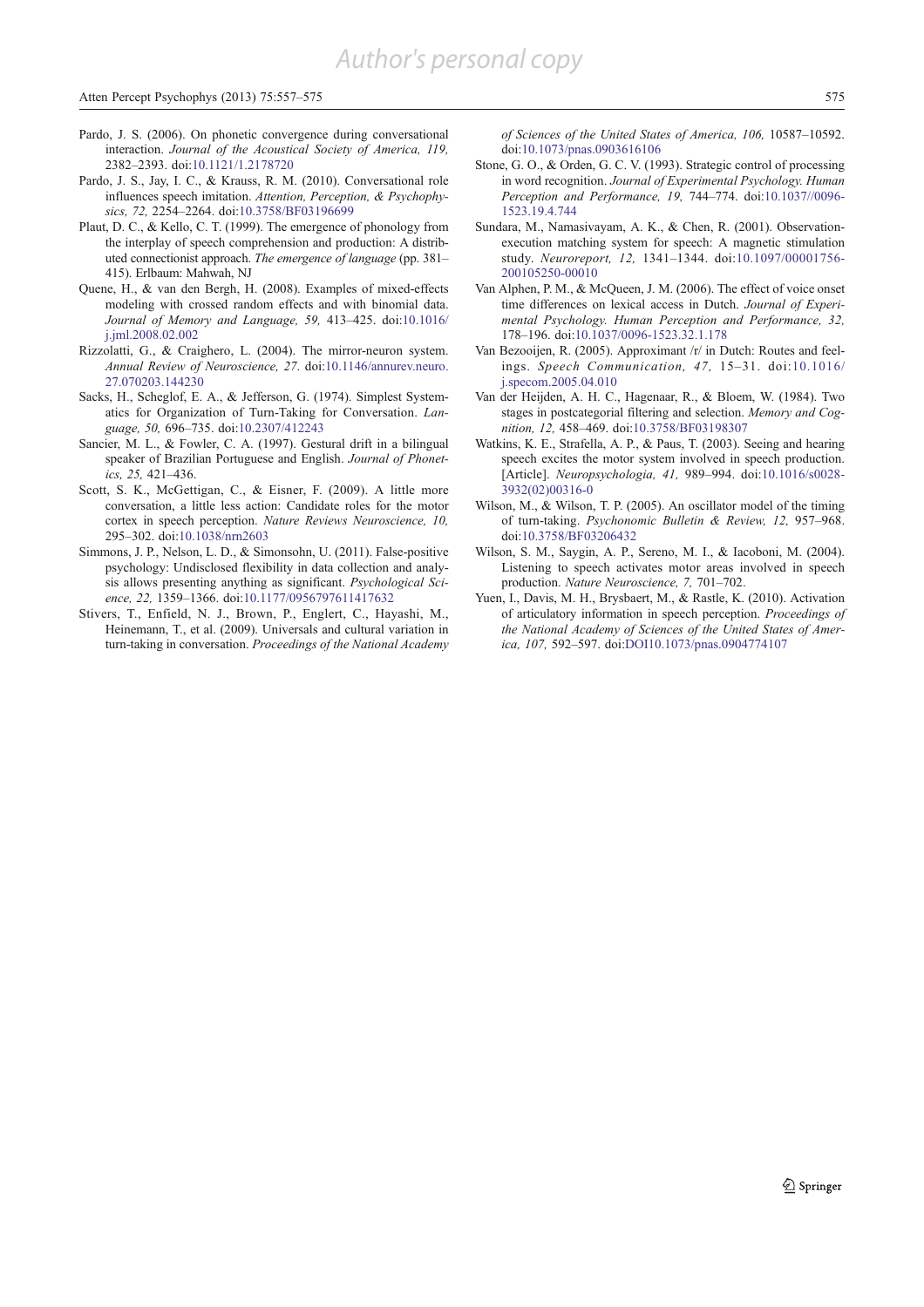Pardo, J. S. (2006). On phonetic convergence during conversational interaction. *Journal of the Acoustical Society of America, 119,* 2382–2393. doi:10.1121/1.2178720

Pardo, J. S., Jay, I. C., & Krauss, R. M. (2010). Conversational role influences speech imitation. *Attention, Perception, & Psychophysics, 72,* 2254–2264. doi:10.3758/BF03196699

Plaut, D. C., & Kello, C. T. (1999). The emergence of phonology from the interplay of speech comprehension and production: A distributed connectionist approach. *The emergence of language* (pp. 381–415). Erlbaum: Mahwah, NJ

Quene, H., & van den Bergh, H. (2008). Examples of mixed-effects modeling with crossed random effects and with binomial data. *Journal of Memory and Language, 59,* 413–425. doi:10.1016/j.jml.2008.02.002

Rizzolatti, G., & Craighero, L. (2004). The mirror-neuron system. *Annual Review of Neuroscience, 27*. doi:10.1146/annurev.neuro.27.070203.144230

Sacks, H., Scheglof, E. A., & Jefferson, G. (1974). Simplest Systematics for Organization of Turn-Taking for Conversation. *Language, 50,* 696–735. doi:10.2307/412243

Sancier, M. L., & Fowler, C. A. (1997). Gestural drift in a bilingual speaker of Brazilian Portuguese and English. *Journal of Phonetics, 25,* 421–436.

Scott, S. K., McGettigan, C., & Eisner, F. (2009). A little more conversation, a little less action: Candidate roles for the motor cortex in speech perception. *Nature Reviews Neuroscience, 10,* 295–302. doi:10.1038/nrn2603

Simmons, J. P., Nelson, L. D., & Simonsohn, U. (2011). False-positive psychology: Undisclosed flexibility in data collection and analysis allows presenting anything as significant. *Psychological Science, 22,* 1359–1366. doi:10.1177/0956797611417632

Stivers, T., Enfield, N. J., Brown, P., Englert, C., Hayashi, M., Heinemann, T., et al. (2009). Universals and cultural variation in turn-taking in conversation. *Proceedings of the National Academy of Sciences of the United States of America, 106,* 10587–10592. doi:10.1073/pnas.0903616106

Stone, G. O., & Orden, G. C. V. (1993). Strategic control of processing in word recognition. *Journal of Experimental Psychology. Human Perception and Performance, 19,* 744–774. doi:10.1037//0096-1523.19.4.744

Sundara, M., Namasivayam, A. K., & Chen, R. (2001). Observation-execution matching system for speech: A magnetic stimulation study. *Neuroreport, 12,* 1341–1344. doi:10.1097/00001756-200105250-00010

Van Alphen, P. M., & McQueen, J. M. (2006). The effect of voice onset time differences on lexical access in Dutch. *Journal of Experimental Psychology. Human Perception and Performance, 32,* 178–196. doi:10.1037/0096-1523.32.1.178

Van Bezooijen, R. (2005). Approximant /r/ in Dutch: Routes and feelings. *Speech Communication, 47,* 15–31. doi:10.1016/j.specom.2005.04.010

Van der Heijden, A. H. C., Hagenaar, R., & Bloem, W. (1984). Two stages in postcategorial filtering and selection. *Memory and Cognition, 12,* 458–469. doi:10.3758/BF03198307

Watkins, K. E., Strafella, A. P., & Paus, T. (2003). Seeing and hearing speech excites the motor system involved in speech production. [Article]. *Neuropsychologia, 41,* 989–994. doi:10.1016/s0028-3932(02)00316-0

Wilson, M., & Wilson, T. P. (2005). An oscillator model of the timing of turn-taking. *Psychonomic Bulletin & Review, 12,* 957–968. doi:10.3758/BF03206432

Wilson, S. M., Saygin, A. P., Sereno, M. I., & Iacoboni, M. (2004). Listening to speech activates motor areas involved in speech production. *Nature Neuroscience, 7,* 701–702.

Yuen, I., Davis, M. H., Brysbaert, M., & Rastle, K. (2010). Activation of articulatory information in speech perception. *Proceedings of the National Academy of Sciences of the United States of America, 107,* 592–597. doi:DOI10.1073/pnas.0904774107